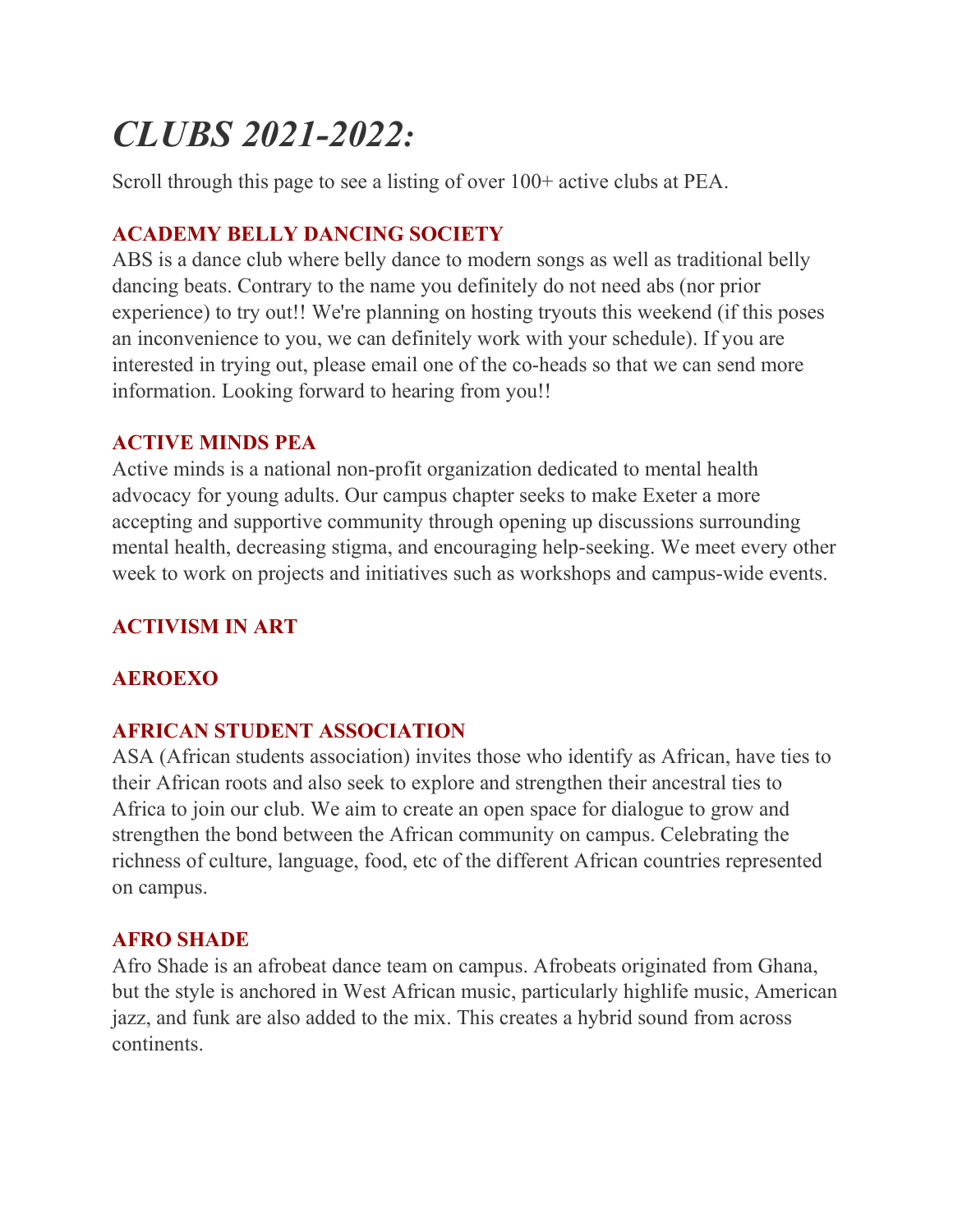# *CLUBS 2021-2022:*

Scroll through this page to see a listing of over 100+ active clubs at PEA.

### ACADEMY BELLY DANCING SOCIETY

ABS is a dance club where belly dance to modern songs as well as traditional belly dancing beats. Contrary to the name you definitely do not need abs (nor prior experience) to try out!! We're planning on hosting tryouts this weekend (if this poses an inconvenience to you, we can definitely work with your schedule). If you are interested in trying out, please email one of the co-heads so that we can send more information. Looking forward to hearing from you!!

### ACTIVE MINDS PEA

Active minds is a national non-profit organization dedicated to mental health advocacy for young adults. Our campus chapter seeks to make Exeter a more accepting and supportive community through opening up discussions surrounding mental health, decreasing stigma, and encouraging help-seeking. We meet every other week to work on projects and initiatives such as workshops and campus-wide events.

### ACTIVISM IN ART

### AEROEXO

### AFRICAN STUDENT ASSOCIATION

ASA (African students association) invites those who identify as African, have ties to their African roots and also seek to explore and strengthen their ancestral ties to Africa to join our club. We aim to create an open space for dialogue to grow and strengthen the bond between the African community on campus. Celebrating the richness of culture, language, food, etc of the different African countries represented on campus.

### AFRO SHADE

Afro Shade is an afrobeat dance team on campus. Afrobeats originated from Ghana, but the style is anchored in West African music, particularly highlife music, American jazz, and funk are also added to the mix. This creates a hybrid sound from across continents.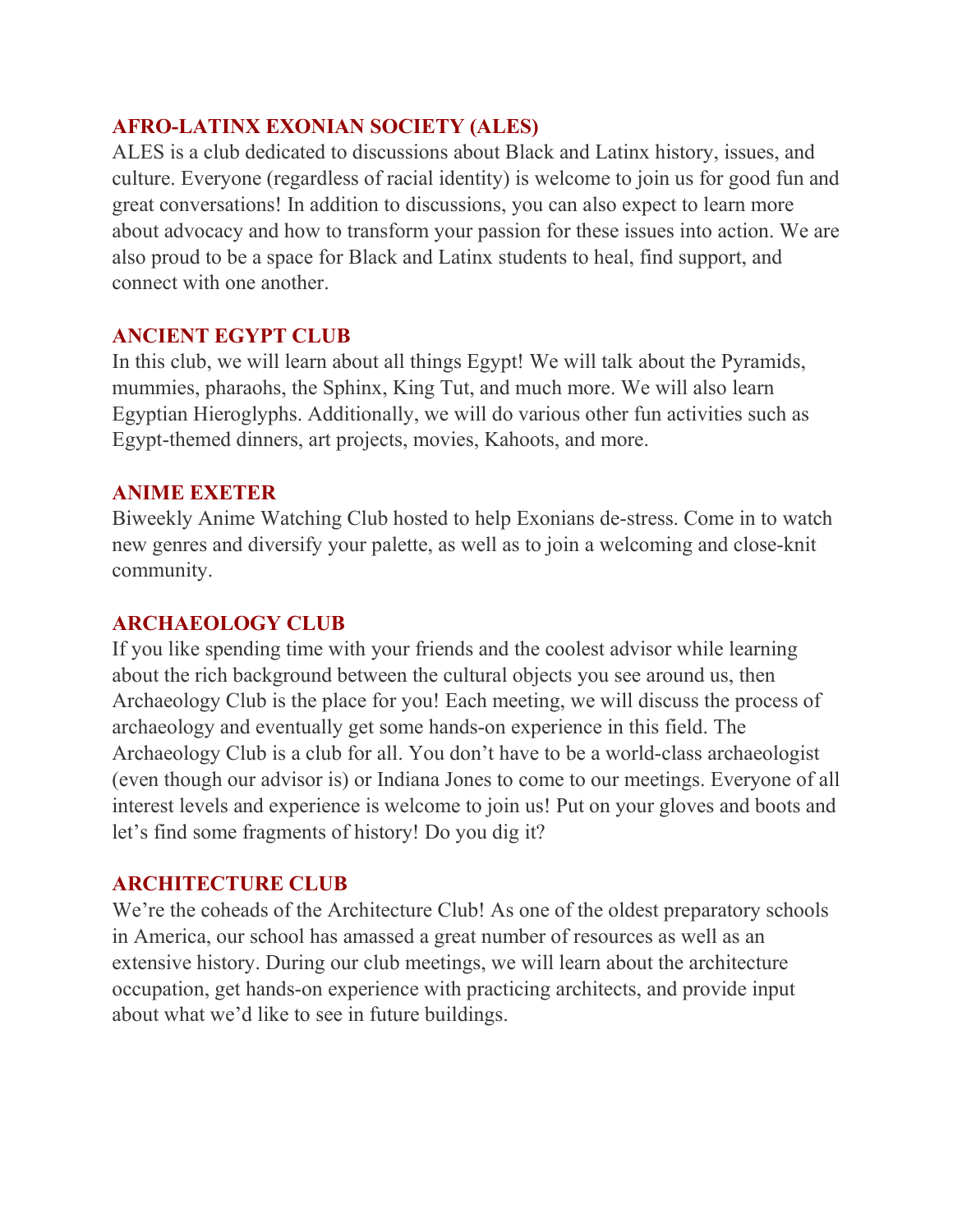### AFRO-LATINX EXONIAN SOCIETY (ALES)

ALES is a club dedicated to discussions about Black and Latinx history, issues, and culture. Everyone (regardless of racial identity) is welcome to join us for good fun and great conversations! In addition to discussions, you can also expect to learn more about advocacy and how to transform your passion for these issues into action. We are also proud to be a space for Black and Latinx students to heal, find support, and connect with one another.

### ANCIENT EGYPT CLUB

In this club, we will learn about all things Egypt! We will talk about the Pyramids, mummies, pharaohs, the Sphinx, King Tut, and much more. We will also learn Egyptian Hieroglyphs. Additionally, we will do various other fun activities such as Egypt-themed dinners, art projects, movies, Kahoots, and more.

### ANIME EXETER

Biweekly Anime Watching Club hosted to help Exonians de-stress. Come in to watch new genres and diversify your palette, as well as to join a welcoming and close-knit community.

### ARCHAEOLOGY CLUB

If you like spending time with your friends and the coolest advisor while learning about the rich background between the cultural objects you see around us, then Archaeology Club is the place for you! Each meeting, we will discuss the process of archaeology and eventually get some hands-on experience in this field. The Archaeology Club is a club for all. You don't have to be a world-class archaeologist (even though our advisor is) or Indiana Jones to come to our meetings. Everyone of all interest levels and experience is welcome to join us! Put on your gloves and boots and let's find some fragments of history! Do you dig it?

### ARCHITECTURE CLUB

We're the coheads of the Architecture Club! As one of the oldest preparatory schools in America, our school has amassed a great number of resources as well as an extensive history. During our club meetings, we will learn about the architecture occupation, get hands-on experience with practicing architects, and provide input about what we'd like to see in future buildings.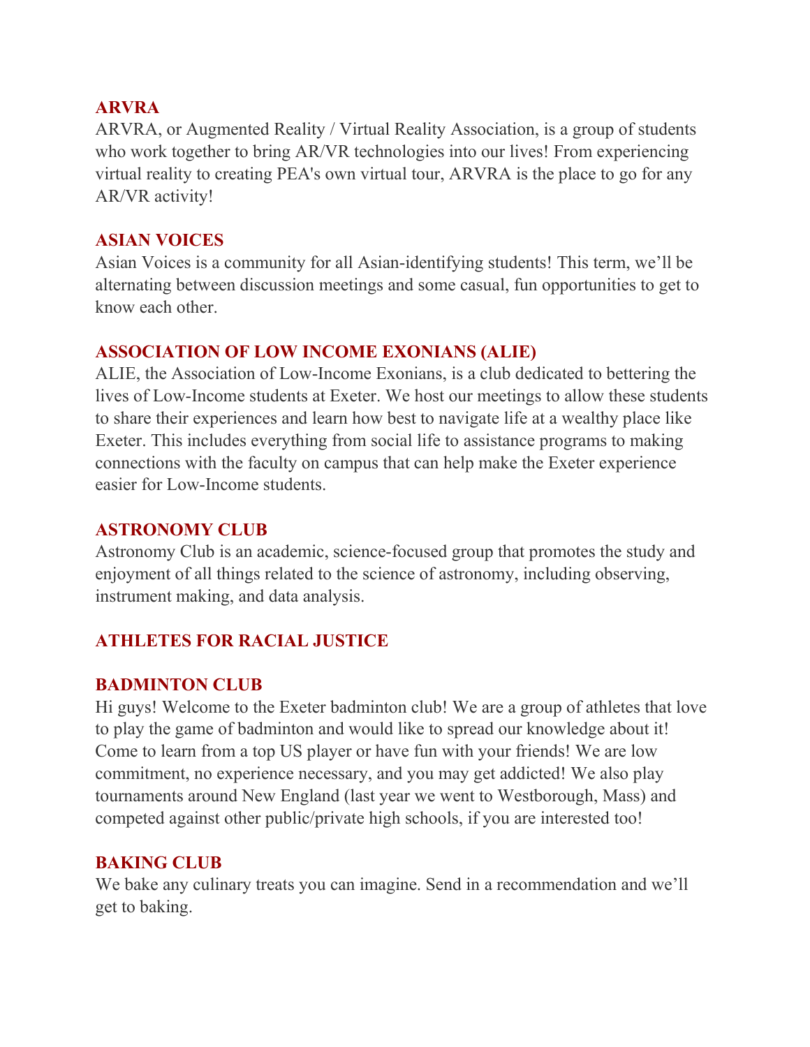### ARVRA

ARVRA, or Augmented Reality / Virtual Reality Association, is a group of students who work together to bring AR/VR technologies into our lives! From experiencing virtual reality to creating PEA's own virtual tour, ARVRA is the place to go for any AR/VR activity!

### ASIAN VOICES

Asian Voices is a community for all Asian-identifying students! This term, we'll be alternating between discussion meetings and some casual, fun opportunities to get to know each other.

### ASSOCIATION OF LOW INCOME EXONIANS (ALIE)

ALIE, the Association of Low-Income Exonians, is a club dedicated to bettering the lives of Low-Income students at Exeter. We host our meetings to allow these students to share their experiences and learn how best to navigate life at a wealthy place like Exeter. This includes everything from social life to assistance programs to making connections with the faculty on campus that can help make the Exeter experience easier for Low-Income students.

### ASTRONOMY CLUB

Astronomy Club is an academic, science-focused group that promotes the study and enjoyment of all things related to the science of astronomy, including observing, instrument making, and data analysis.

### ATHLETES FOR RACIAL JUSTICE

### BADMINTON CLUB

Hi guys! Welcome to the Exeter badminton club! We are a group of athletes that love to play the game of badminton and would like to spread our knowledge about it! Come to learn from a top US player or have fun with your friends! We are low commitment, no experience necessary, and you may get addicted! We also play tournaments around New England (last year we went to Westborough, Mass) and competed against other public/private high schools, if you are interested too!

### BAKING CLUB

We bake any culinary treats you can imagine. Send in a recommendation and we'll get to baking.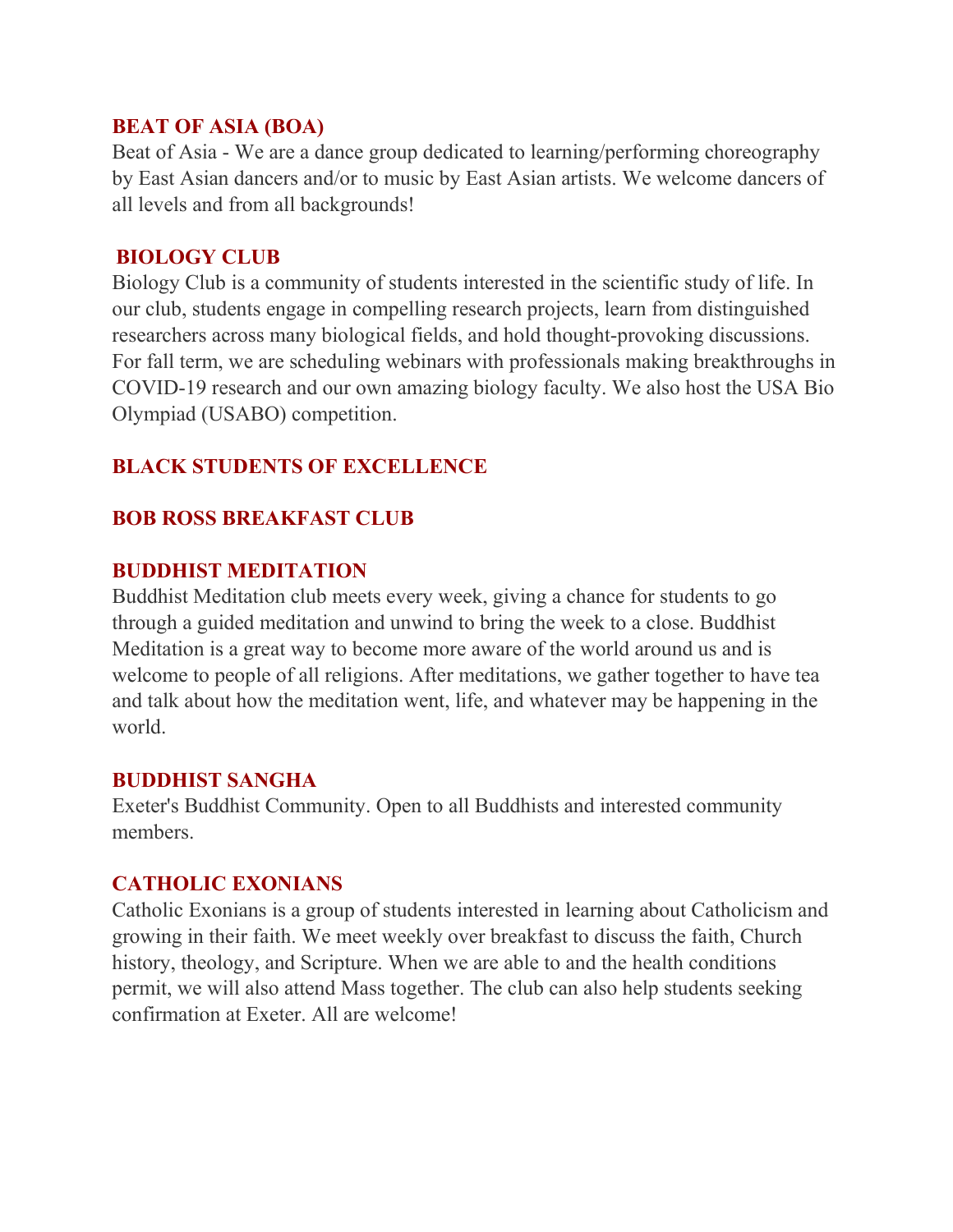### BEAT OF ASIA (BOA)

Beat of Asia - We are a dance group dedicated to learning/performing choreography by East Asian dancers and/or to music by East Asian artists. We welcome dancers of all levels and from all backgrounds!

### BIOLOGY CLUB

Biology Club is a community of students interested in the scientific study of life. In our club, students engage in compelling research projects, learn from distinguished researchers across many biological fields, and hold thought-provoking discussions. For fall term, we are scheduling webinars with professionals making breakthroughs in COVID-19 research and our own amazing biology faculty. We also host the USA Bio Olympiad (USABO) competition.

### BLACK STUDENTS OF EXCELLENCE

### BOB ROSS BREAKFAST CLUB

### BUDDHIST MEDITATION

Buddhist Meditation club meets every week, giving a chance for students to go through a guided meditation and unwind to bring the week to a close. Buddhist Meditation is a great way to become more aware of the world around us and is welcome to people of all religions. After meditations, we gather together to have tea and talk about how the meditation went, life, and whatever may be happening in the world.

### BUDDHIST SANGHA

Exeter's Buddhist Community. Open to all Buddhists and interested community members.

### CATHOLIC EXONIANS

Catholic Exonians is a group of students interested in learning about Catholicism and growing in their faith. We meet weekly over breakfast to discuss the faith, Church history, theology, and Scripture. When we are able to and the health conditions permit, we will also attend Mass together. The club can also help students seeking confirmation at Exeter. All are welcome!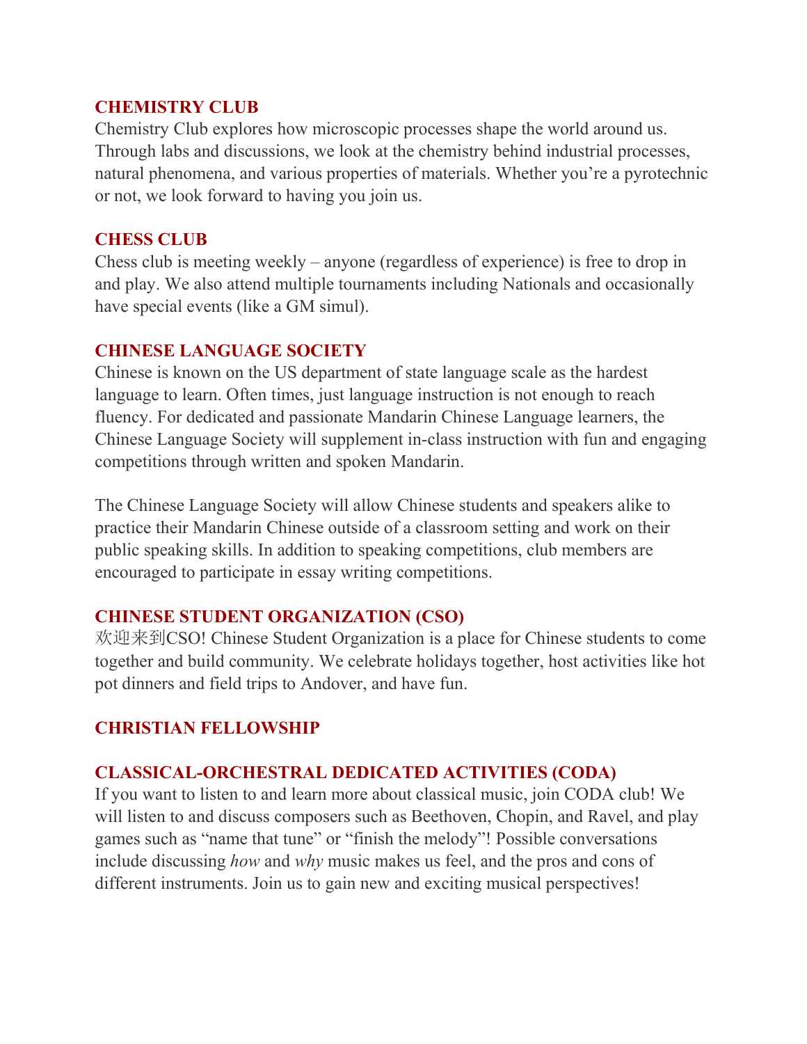### CHEMISTRY CLUB

Chemistry Club explores how microscopic processes shape the world around us. Through labs and discussions, we look at the chemistry behind industrial processes, natural phenomena, and various properties of materials. Whether you're a pyrotechnic or not, we look forward to having you join us.

### CHESS CLUB

Chess club is meeting weekly – anyone (regardless of experience) is free to drop in and play. We also attend multiple tournaments including Nationals and occasionally have special events (like a GM simul).

### CHINESE LANGUAGE SOCIETY

Chinese is known on the US department of state language scale as the hardest language to learn. Often times, just language instruction is not enough to reach fluency. For dedicated and passionate Mandarin Chinese Language learners, the Chinese Language Society will supplement in-class instruction with fun and engaging competitions through written and spoken Mandarin.

The Chinese Language Society will allow Chinese students and speakers alike to practice their Mandarin Chinese outside of a classroom setting and work on their public speaking skills. In addition to speaking competitions, club members are encouraged to participate in essay writing competitions.

### CHINESE STUDENT ORGANIZATION (CSO)

欢迎来到CSO! Chinese Student Organization is a place for Chinese students to come together and build community. We celebrate holidays together, host activities like hot pot dinners and field trips to Andover, and have fun.

### CHRISTIAN FELLOWSHIP

### CLASSICAL-ORCHESTRAL DEDICATED ACTIVITIES (CODA)

If you want to listen to and learn more about classical music, join CODA club! We will listen to and discuss composers such as Beethoven, Chopin, and Ravel, and play games such as "name that tune" or "finish the melody"! Possible conversations include discussing *how* and *why* music makes us feel, and the pros and cons of different instruments. Join us to gain new and exciting musical perspectives!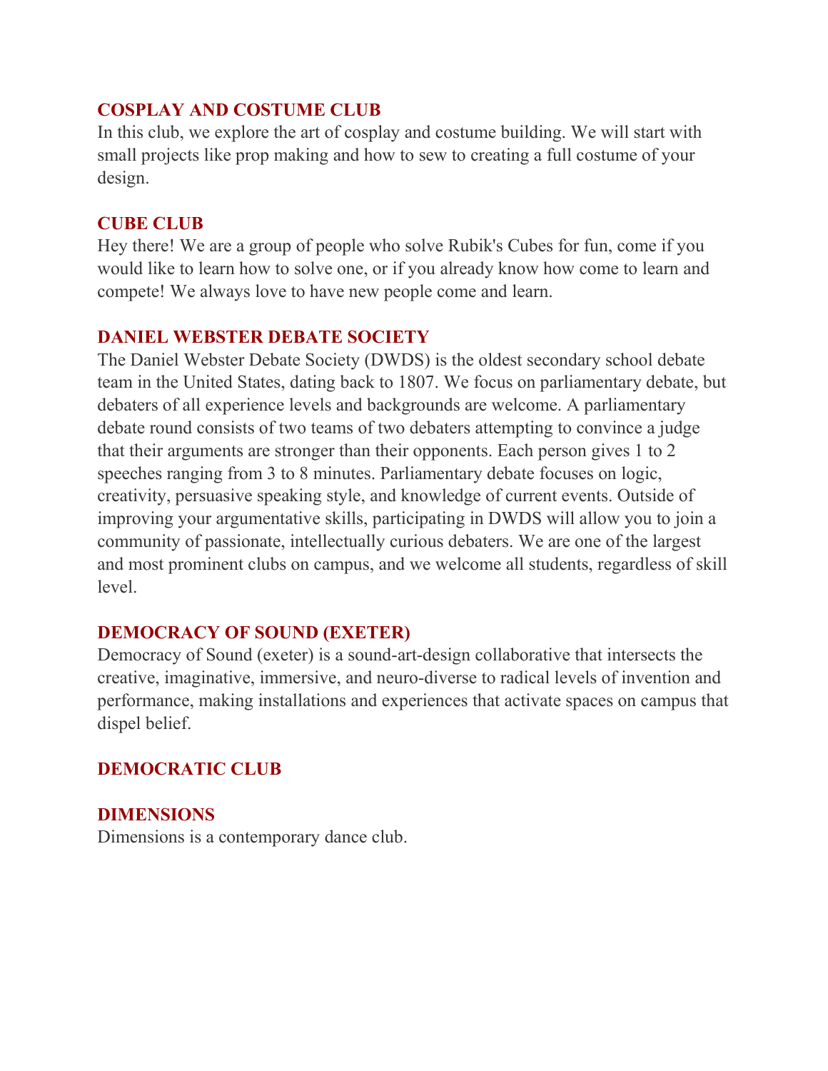### COSPLAY AND COSTUME CLUB

In this club, we explore the art of cosplay and costume building. We will start with small projects like prop making and how to sew to creating a full costume of your design.

### CUBE CLUB

Hey there! We are a group of people who solve Rubik's Cubes for fun, come if you would like to learn how to solve one, or if you already know how come to learn and compete! We always love to have new people come and learn.

### DANIEL WEBSTER DEBATE SOCIETY

The Daniel Webster Debate Society (DWDS) is the oldest secondary school debate team in the United States, dating back to 1807. We focus on parliamentary debate, but debaters of all experience levels and backgrounds are welcome. A parliamentary debate round consists of two teams of two debaters attempting to convince a judge that their arguments are stronger than their opponents. Each person gives 1 to 2 speeches ranging from 3 to 8 minutes. Parliamentary debate focuses on logic, creativity, persuasive speaking style, and knowledge of current events. Outside of improving your argumentative skills, participating in DWDS will allow you to join a community of passionate, intellectually curious debaters. We are one of the largest and most prominent clubs on campus, and we welcome all students, regardless of skill level.

### DEMOCRACY OF SOUND (EXETER)

Democracy of Sound (exeter) is a sound-art-design collaborative that intersects the creative, imaginative, immersive, and neuro-diverse to radical levels of invention and performance, making installations and experiences that activate spaces on campus that dispel belief.

### DEMOCRATIC CLUB

### DIMENSIONS

Dimensions is a contemporary dance club.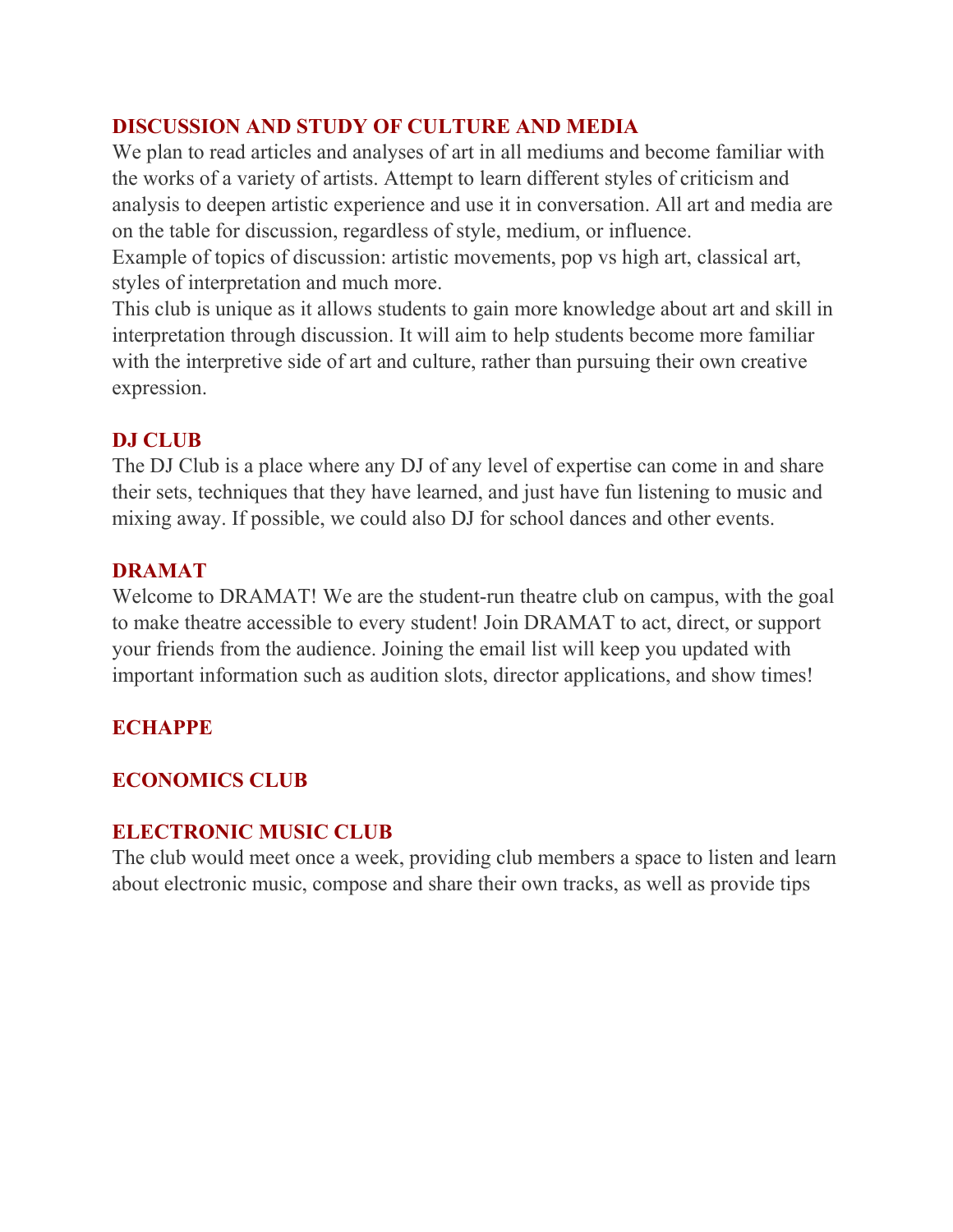## DISCUSSION AND STUDY OF CULTURE AND MEDIA

We plan to read articles and analyses of art in all mediums and become familiar with the works of a variety of artists. Attempt to learn different styles of criticism and analysis to deepen artistic experience and use it in conversation. All art and media are on the table for discussion, regardless of style, medium, or influence.

Example of topics of discussion: artistic movements, pop vs high art, classical art, styles of interpretation and much more.

This club is unique as it allows students to gain more knowledge about art and skill in interpretation through discussion. It will aim to help students become more familiar with the interpretive side of art and culture, rather than pursuing their own creative expression.

## DJ CLUB

The DJ Club is a place where any DJ of any level of expertise can come in and share their sets, techniques that they have learned, and just have fun listening to music and mixing away. If possible, we could also DJ for school dances and other events.

## DRAMAT

Welcome to DRAMAT! We are the student-run theatre club on campus, with the goal to make theatre accessible to every student! Join DRAMAT to act, direct, or support your friends from the audience. Joining the email list will keep you updated with important information such as audition slots, director applications, and show times!

## ECHAPPE

## ECONOMICS CLUB

## ELECTRONIC MUSIC CLUB

The club would meet once a week, providing club members a space to listen and learn about electronic music, compose and share their own tracks, as well as provide tips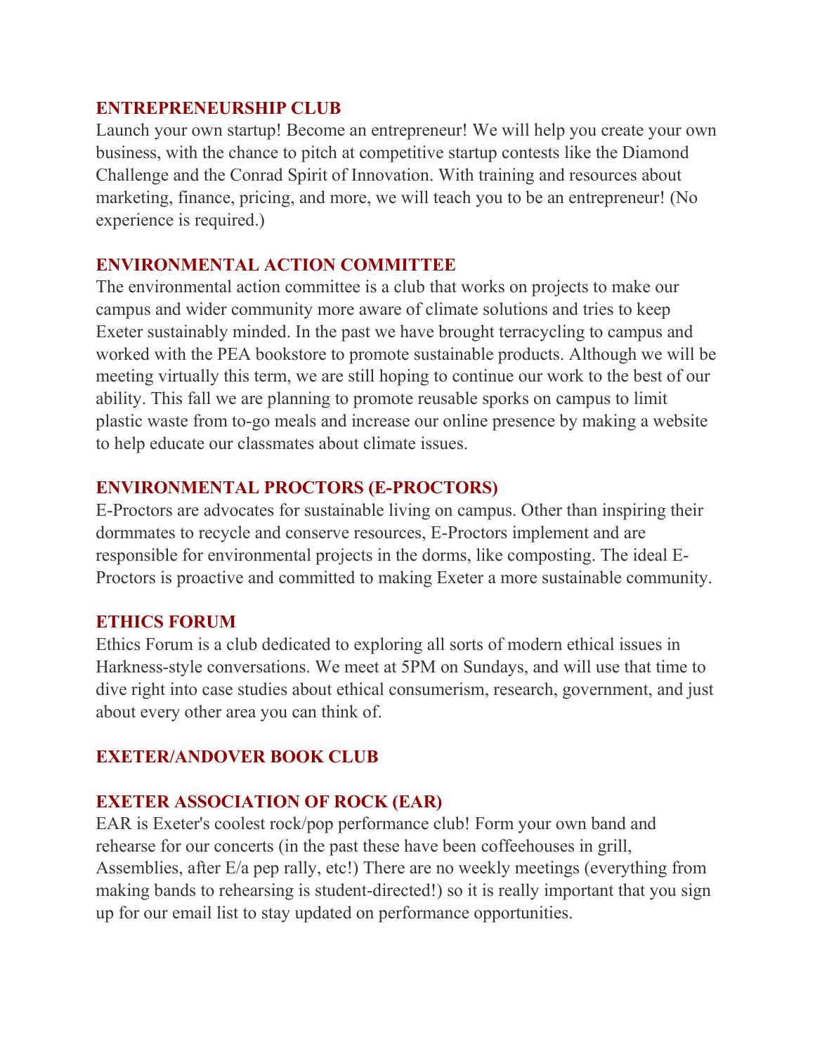### ENTREPRENEURSHIP CLUB

Launch your own startup! Become an entrepreneur! We will help you create your own business, with the chance to pitch at competitive startup contests like the Diamond Challenge and the Conrad Spirit of Innovation. With training and resources about marketing, finance, pricing, and more, we will teach you to be an entrepreneur! (No experience is required.)

### ENVIRONMENTAL ACTION COMMITTEE

The environmental action committee is a club that works on projects to make our campus and wider community more aware of climate solutions and tries to keep Exeter sustainably minded. In the past we have brought terracycling to campus and worked with the PEA bookstore to promote sustainable products. Although we will be meeting virtually this term, we are still hoping to continue our work to the best of our ability. This fall we are planning to promote reusable sporks on campus to limit plastic waste from to-go meals and increase our online presence by making a website to help educate our classmates about climate issues.

### ENVIRONMENTAL PROCTORS (E-PROCTORS)

E-Proctors are advocates for sustainable living on campus. Other than inspiring their dormmates to recycle and conserve resources, E-Proctors implement and are responsible for environmental projects in the dorms, like composting. The ideal E-Proctors is proactive and committed to making Exeter a more sustainable community.

### ETHICS FORUM

Ethics Forum is a club dedicated to exploring all sorts of modern ethical issues in Harkness-style conversations. We meet at 5PM on Sundays, and will use that time to dive right into case studies about ethical consumerism, research, government, and just about every other area you can think of.

### EXETER/ANDOVER BOOK CLUB

### EXETER ASSOCIATION OF ROCK (EAR)

EAR is Exeter's coolest rock/pop performance club! Form your own band and rehearse for our concerts (in the past these have been coffeehouses in grill, Assemblies, after E/a pep rally, etc!) There are no weekly meetings (everything from making bands to rehearsing is student-directed!) so it is really important that you sign up for our email list to stay updated on performance opportunities.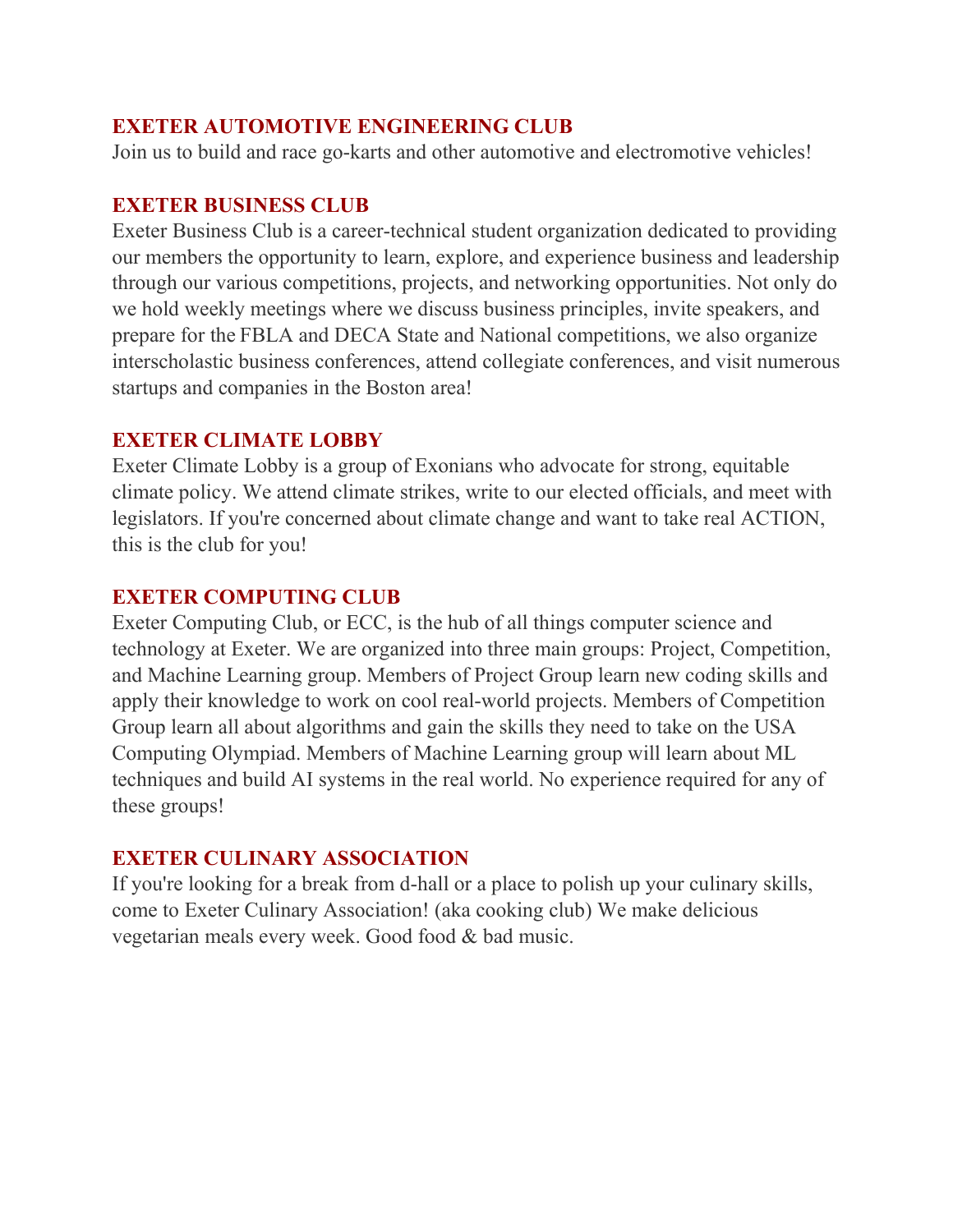## EXETER AUTOMOTIVE ENGINEERING CLUB

Join us to build and race go-karts and other automotive and electromotive vehicles!

## EXETER BUSINESS CLUB

Exeter Business Club is a career-technical student organization dedicated to providing our members the opportunity to learn, explore, and experience business and leadership through our various competitions, projects, and networking opportunities. Not only do we hold weekly meetings where we discuss business principles, invite speakers, and prepare for the FBLA and DECA State and National competitions, we also organize interscholastic business conferences, attend collegiate conferences, and visit numerous startups and companies in the Boston area!

## EXETER CLIMATE LOBBY

Exeter Climate Lobby is a group of Exonians who advocate for strong, equitable climate policy. We attend climate strikes, write to our elected officials, and meet with legislators. If you're concerned about climate change and want to take real ACTION, this is the club for you!

## EXETER COMPUTING CLUB

Exeter Computing Club, or ECC, is the hub of all things computer science and technology at Exeter. We are organized into three main groups: Project, Competition, and Machine Learning group. Members of Project Group learn new coding skills and apply their knowledge to work on cool real-world projects. Members of Competition Group learn all about algorithms and gain the skills they need to take on the USA Computing Olympiad. Members of Machine Learning group will learn about ML techniques and build AI systems in the real world. No experience required for any of these groups!

## EXETER CULINARY ASSOCIATION

If you're looking for a break from d-hall or a place to polish up your culinary skills, come to Exeter Culinary Association! (aka cooking club) We make delicious vegetarian meals every week. Good food & bad music.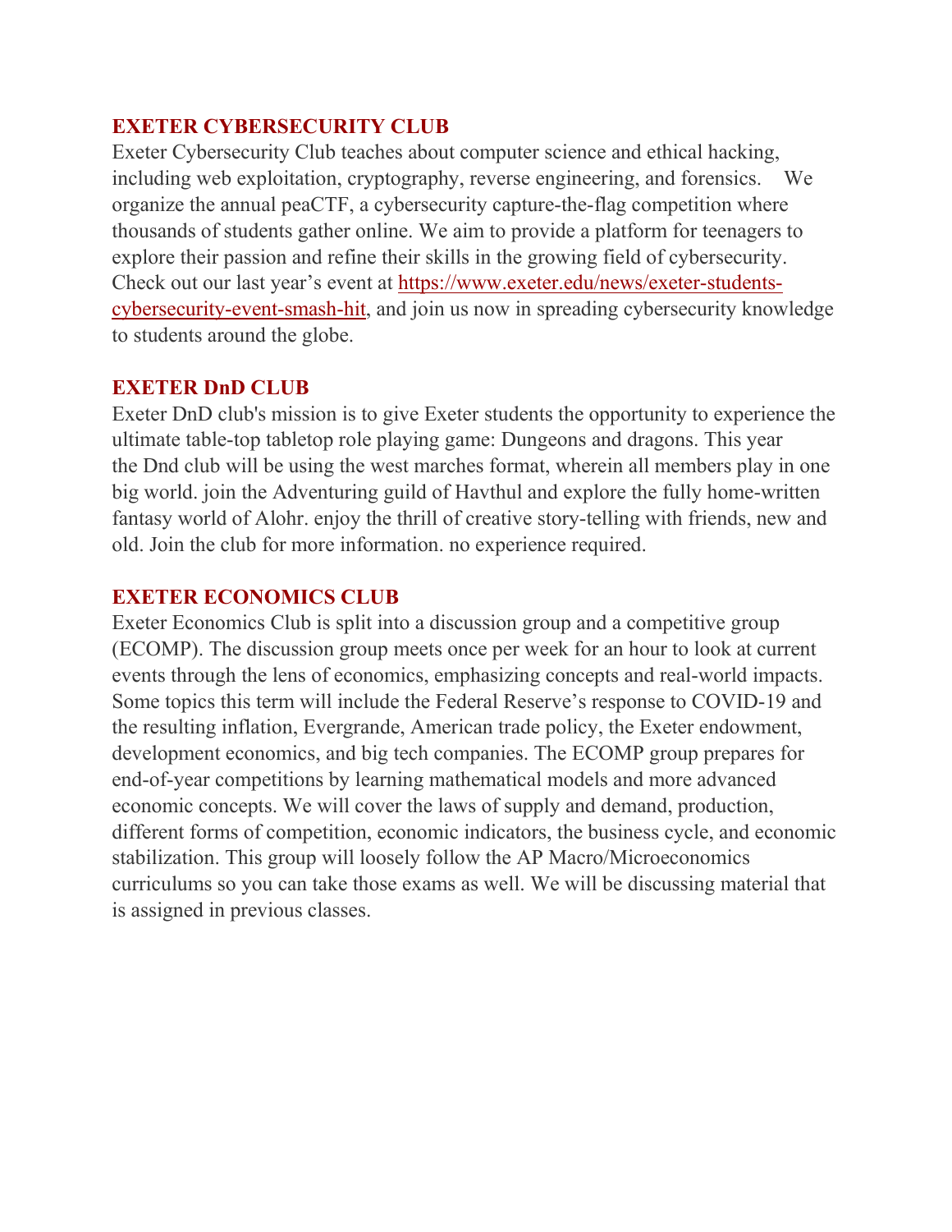## EXETER CYBERSECURITY CLUB

Exeter Cybersecurity Club teaches about computer science and ethical hacking, including web exploitation, cryptography, reverse engineering, and forensics. We organize the annual peaCTF, a cybersecurity capture-the-flag competition where thousands of students gather online. We aim to provide a platform for teenagers to explore their passion and refine their skills in the growing field of cybersecurity. Check out our last year's event at [https://www.exeter.edu/news/exeter-students-cybersecurity-event-smash-hit](https://www.exeter.edu/news/exeter-students-cybersecurity-event-smash-hit), and join us now in spreading cybersecurity knowledge to students around the globe.

## EXETER DnD CLUB

Exeter DnD club's mission is to give Exeter students the opportunity to experience the ultimate table-top tabletop role playing game: Dungeons and dragons. This year the Dnd club will be using the west marches format, wherein all members play in one big world. join the Adventuring guild of Havthul and explore the fully home-written fantasy world of Alohr. enjoy the thrill of creative story-telling with friends, new and old. Join the club for more information. no experience required.

## EXETER ECONOMICS CLUB

Exeter Economics Club is split into a discussion group and a competitive group (ECOMP). The discussion group meets once per week for an hour to look at current events through the lens of economics, emphasizing concepts and real-world impacts. Some topics this term will include the Federal Reserve's response to COVID-19 and the resulting inflation, Evergrande, American trade policy, the Exeter endowment, development economics, and big tech companies. The ECOMP group prepares for end-of-year competitions by learning mathematical models and more advanced economic concepts. We will cover the laws of supply and demand, production, different forms of competition, economic indicators, the business cycle, and economic stabilization. This group will loosely follow the AP Macro/Microeconomics curriculums so you can take those exams as well. We will be discussing material that is assigned in previous classes.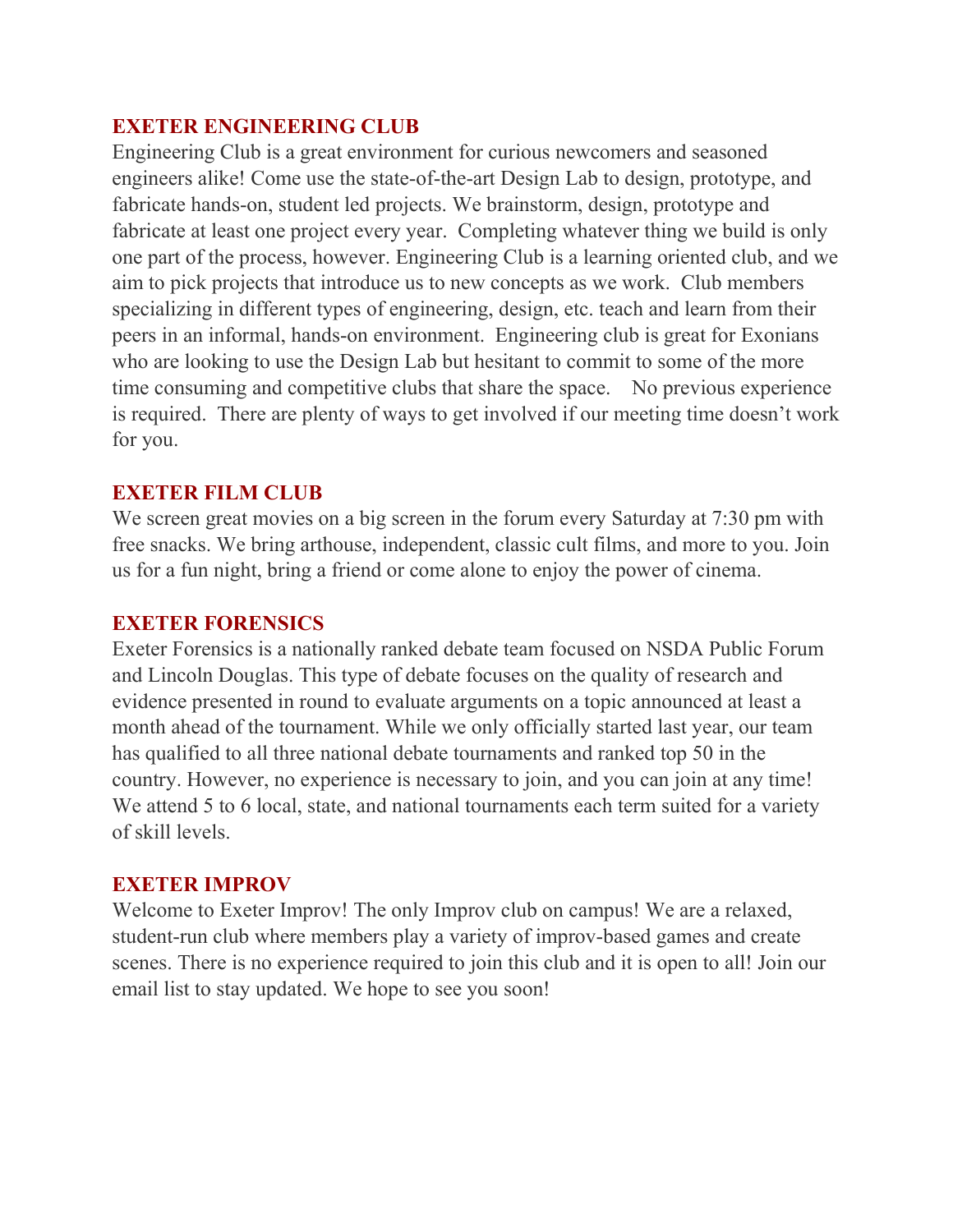## EXETER ENGINEERING CLUB

Engineering Club is a great environment for curious newcomers and seasoned engineers alike! Come use the state-of-the-art Design Lab to design, prototype, and fabricate hands-on, student led projects. We brainstorm, design, prototype and fabricate at least one project every year. Completing whatever thing we build is only one part of the process, however. Engineering Club is a learning oriented club, and we aim to pick projects that introduce us to new concepts as we work. Club members specializing in different types of engineering, design, etc. teach and learn from their peers in an informal, hands-on environment. Engineering club is great for Exonians who are looking to use the Design Lab but hesitant to commit to some of the more time consuming and competitive clubs that share the space. No previous experience is required. There are plenty of ways to get involved if our meeting time doesn't work for you.

## EXETER FILM CLUB

We screen great movies on a big screen in the forum every Saturday at 7:30 pm with free snacks. We bring arthouse, independent, classic cult films, and more to you. Join us for a fun night, bring a friend or come alone to enjoy the power of cinema.

## EXETER FORENSICS

Exeter Forensics is a nationally ranked debate team focused on NSDA Public Forum and Lincoln Douglas. This type of debate focuses on the quality of research and evidence presented in round to evaluate arguments on a topic announced at least a month ahead of the tournament. While we only officially started last year, our team has qualified to all three national debate tournaments and ranked top 50 in the country. However, no experience is necessary to join, and you can join at any time! We attend 5 to 6 local, state, and national tournaments each term suited for a variety of skill levels.

## EXETER IMPROV

Welcome to Exeter Improv! The only Improv club on campus! We are a relaxed, student-run club where members play a variety of improv-based games and create scenes. There is no experience required to join this club and it is open to all! Join our email list to stay updated. We hope to see you soon!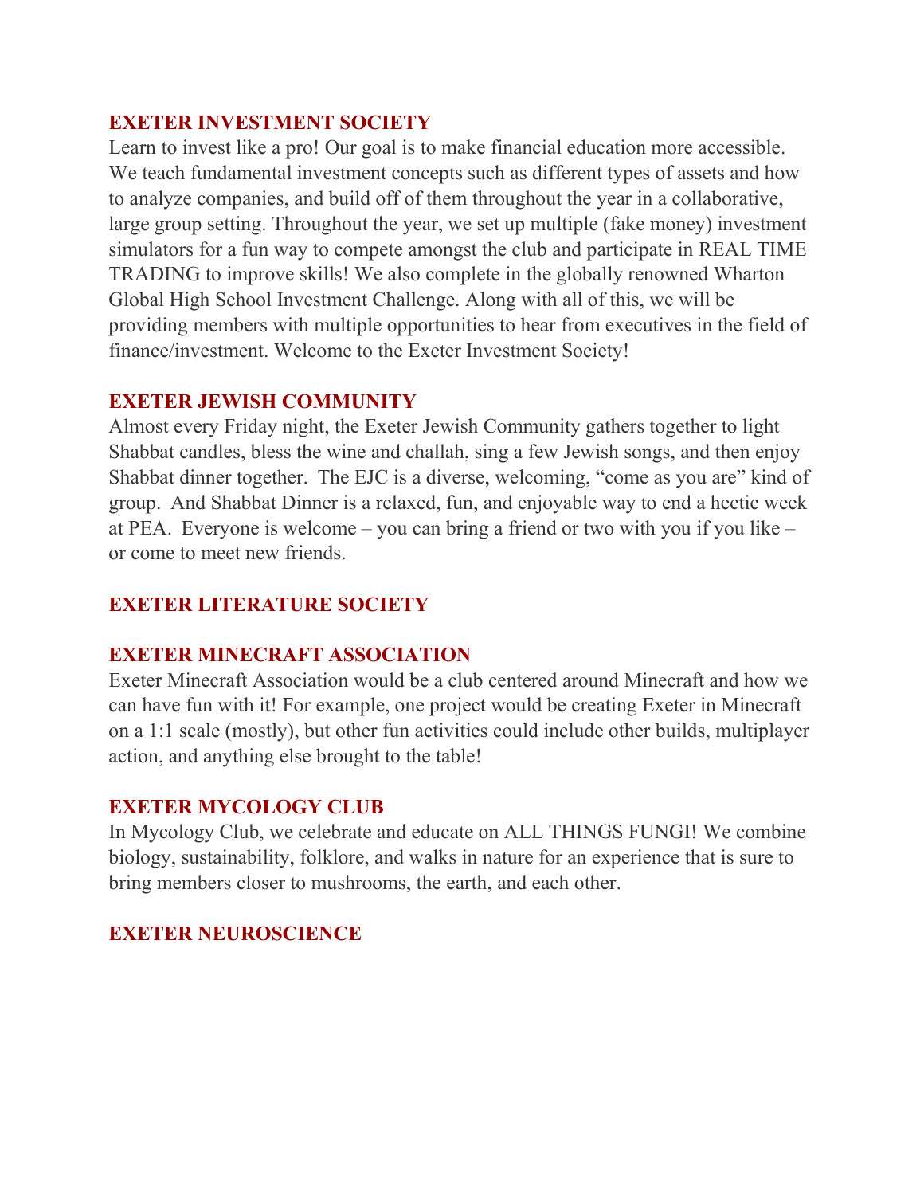## EXETER INVESTMENT SOCIETY

Learn to invest like a pro! Our goal is to make financial education more accessible. We teach fundamental investment concepts such as different types of assets and how to analyze companies, and build off of them throughout the year in a collaborative, large group setting. Throughout the year, we set up multiple (fake money) investment simulators for a fun way to compete amongst the club and participate in REAL TIME TRADING to improve skills! We also complete in the globally renowned Wharton Global High School Investment Challenge. Along with all of this, we will be providing members with multiple opportunities to hear from executives in the field of finance/investment. Welcome to the Exeter Investment Society!

## EXETER JEWISH COMMUNITY

Almost every Friday night, the Exeter Jewish Community gathers together to light Shabbat candles, bless the wine and challah, sing a few Jewish songs, and then enjoy Shabbat dinner together. The EJC is a diverse, welcoming, "come as you are" kind of group. And Shabbat Dinner is a relaxed, fun, and enjoyable way to end a hectic week at PEA. Everyone is welcome – you can bring a friend or two with you if you like – or come to meet new friends.

## EXETER LITERATURE SOCIETY

## EXETER MINECRAFT ASSOCIATION

Exeter Minecraft Association would be a club centered around Minecraft and how we can have fun with it! For example, one project would be creating Exeter in Minecraft on a 1:1 scale (mostly), but other fun activities could include other builds, multiplayer action, and anything else brought to the table!

## EXETER MYCOLOGY CLUB

In Mycology Club, we celebrate and educate on ALL THINGS FUNGI! We combine biology, sustainability, folklore, and walks in nature for an experience that is sure to bring members closer to mushrooms, the earth, and each other.

## EXETER NEUROSCIENCE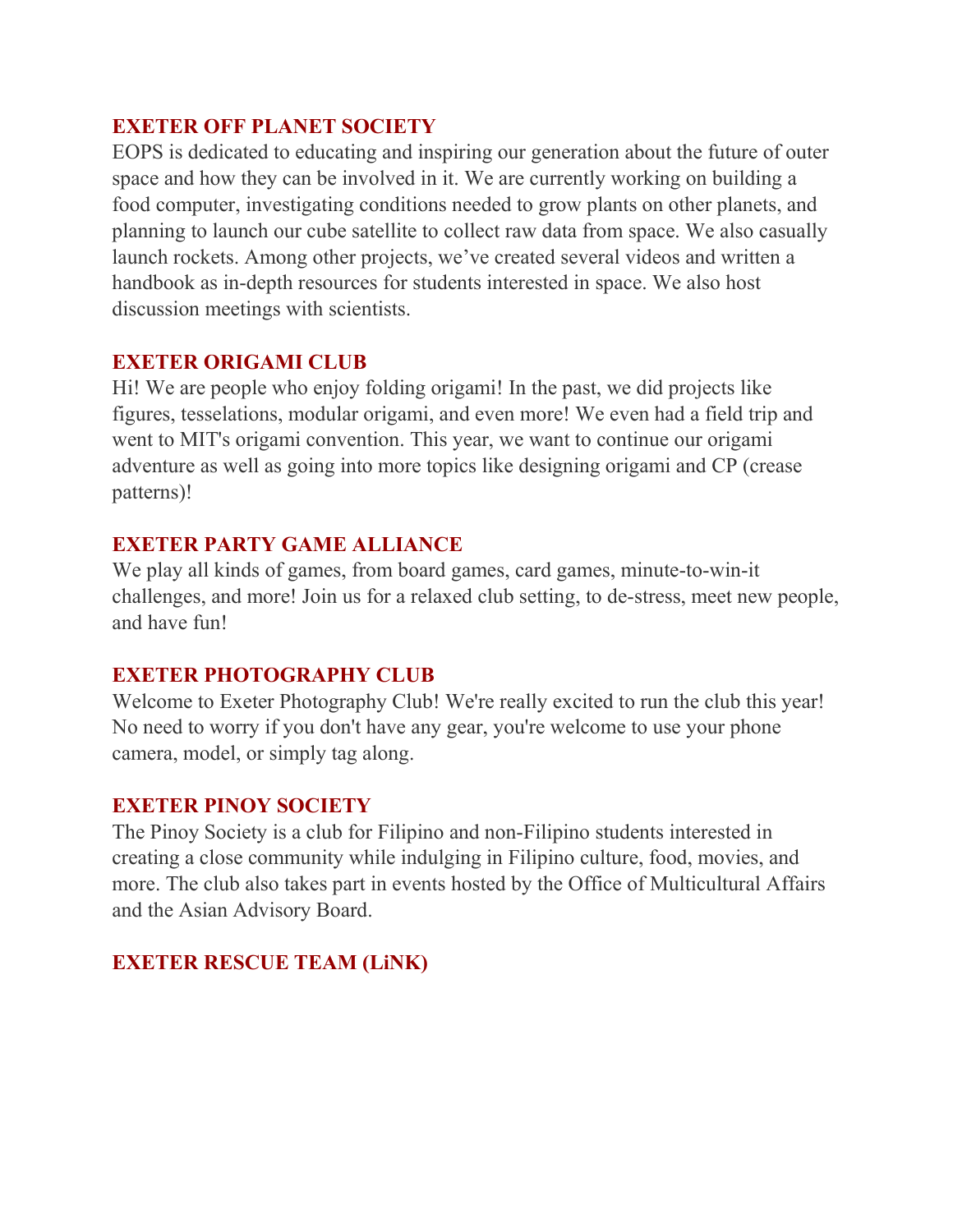### EXETER OFF PLANET SOCIETY

EOPS is dedicated to educating and inspiring our generation about the future of outer space and how they can be involved in it. We are currently working on building a food computer, investigating conditions needed to grow plants on other planets, and planning to launch our cube satellite to collect raw data from space. We also casually launch rockets. Among other projects, we've created several videos and written a handbook as in-depth resources for students interested in space. We also host discussion meetings with scientists.

### EXETER ORIGAMI CLUB

Hi! We are people who enjoy folding origami! In the past, we did projects like figures, tesselations, modular origami, and even more! We even had a field trip and went to MIT's origami convention. This year, we want to continue our origami adventure as well as going into more topics like designing origami and CP (crease patterns)!

### EXETER PARTY GAME ALLIANCE

We play all kinds of games, from board games, card games, minute-to-win-it challenges, and more! Join us for a relaxed club setting, to de-stress, meet new people, and have fun!

### EXETER PHOTOGRAPHY CLUB

Welcome to Exeter Photography Club! We're really excited to run the club this year! No need to worry if you don't have any gear, you're welcome to use your phone camera, model, or simply tag along.

### EXETER PINOY SOCIETY

The Pinoy Society is a club for Filipino and non-Filipino students interested in creating a close community while indulging in Filipino culture, food, movies, and more. The club also takes part in events hosted by the Office of Multicultural Affairs and the Asian Advisory Board.

### EXETER RESCUE TEAM (LiNK)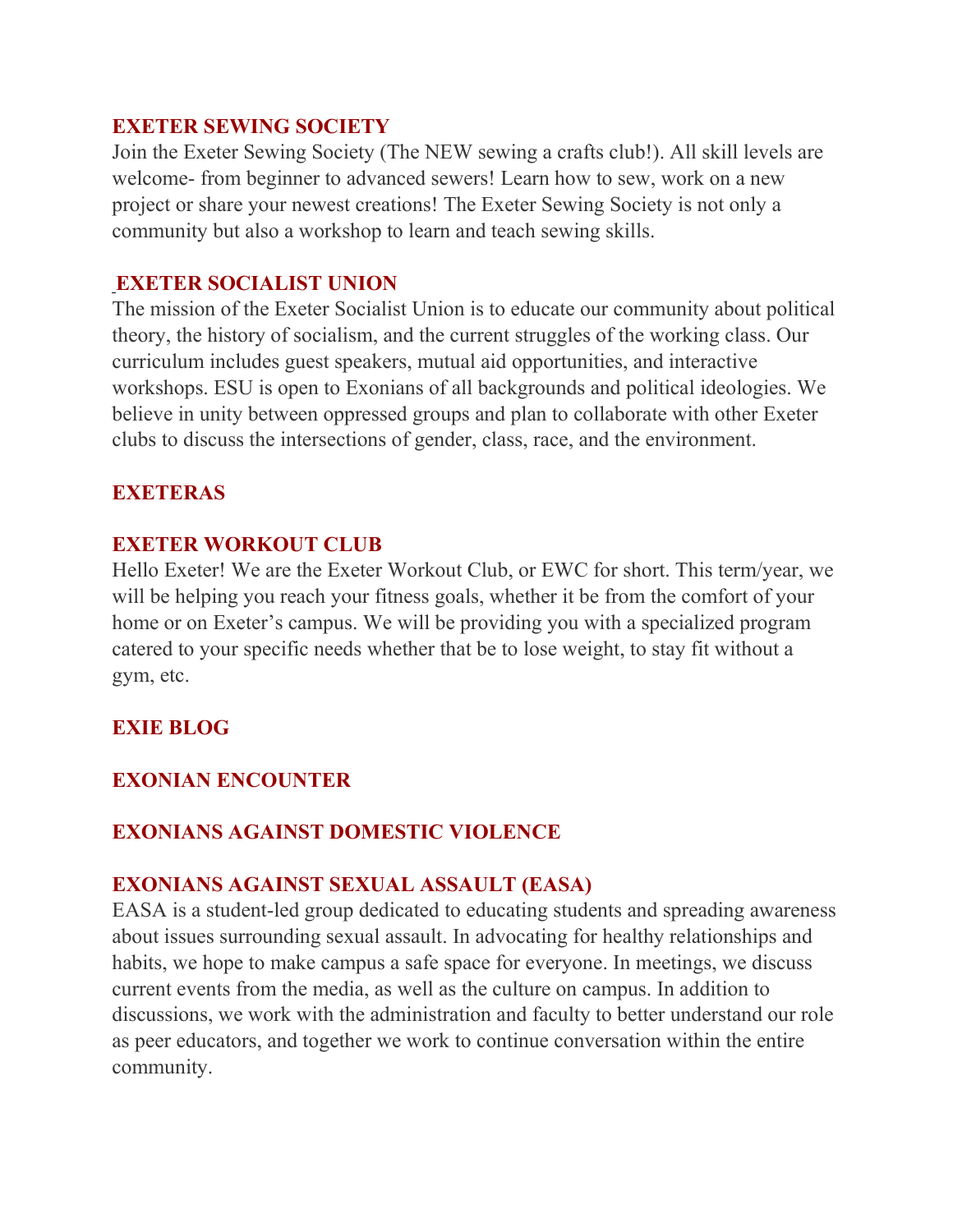## EXETER SEWING SOCIETY

Join the Exeter Sewing Society (The NEW sewing a crafts club!). All skill levels are welcome- from beginner to advanced sewers! Learn how to sew, work on a new project or share your newest creations! The Exeter Sewing Society is not only a community but also a workshop to learn and teach sewing skills.

## EXETER SOCIALIST UNION

The mission of the Exeter Socialist Union is to educate our community about political theory, the history of socialism, and the current struggles of the working class. Our curriculum includes guest speakers, mutual aid opportunities, and interactive workshops. ESU is open to Exonians of all backgrounds and political ideologies. We believe in unity between oppressed groups and plan to collaborate with other Exeter clubs to discuss the intersections of gender, class, race, and the environment.

## EXETERAS

## EXETER WORKOUT CLUB

Hello Exeter! We are the Exeter Workout Club, or EWC for short. This term/year, we will be helping you reach your fitness goals, whether it be from the comfort of your home or on Exeter's campus. We will be providing you with a specialized program catered to your specific needs whether that be to lose weight, to stay fit without a gym, etc.

## EXIE BLOG

## EXONIAN ENCOUNTER

## EXONIANS AGAINST DOMESTIC VIOLENCE

## EXONIANS AGAINST SEXUAL ASSAULT (EASA)

EASA is a student-led group dedicated to educating students and spreading awareness about issues surrounding sexual assault. In advocating for healthy relationships and habits, we hope to make campus a safe space for everyone. In meetings, we discuss current events from the media, as well as the culture on campus. In addition to discussions, we work with the administration and faculty to better understand our role as peer educators, and together we work to continue conversation within the entire community.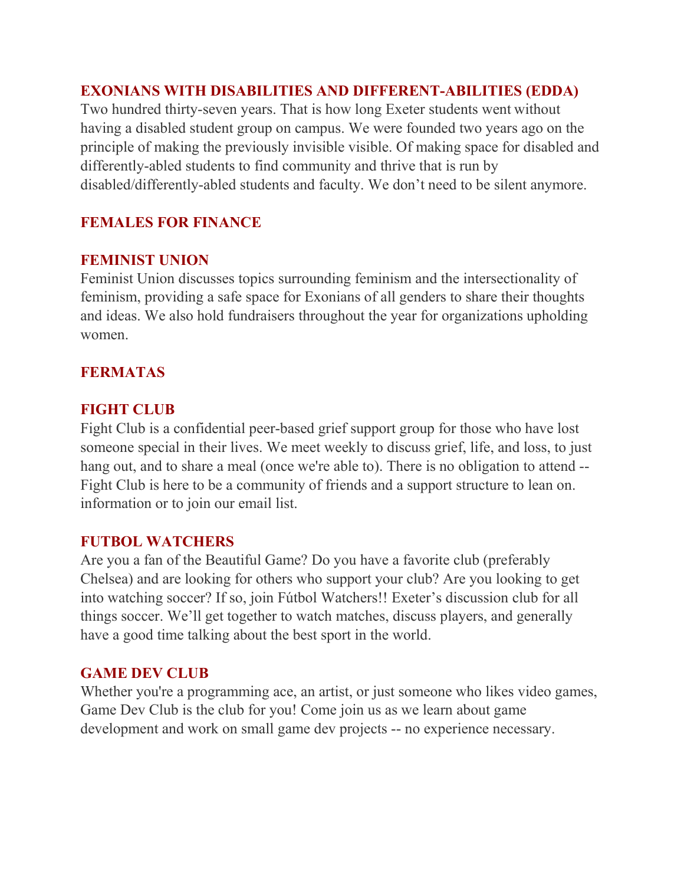### EXONIANS WITH DISABILITIES AND DIFFERENT-ABILITIES (EDDA)

Two hundred thirty-seven years. That is how long Exeter students went without having a disabled student group on campus. We were founded two years ago on the principle of making the previously invisible visible. Of making space for disabled and differently-abled students to find community and thrive that is run by disabled/differently-abled students and faculty. We don't need to be silent anymore.

### FEMALES FOR FINANCE

### FEMINIST UNION

Feminist Union discusses topics surrounding feminism and the intersectionality of feminism, providing a safe space for Exonians of all genders to share their thoughts and ideas. We also hold fundraisers throughout the year for organizations upholding women.

### FERMATAS

### FIGHT CLUB

Fight Club is a confidential peer-based grief support group for those who have lost someone special in their lives. We meet weekly to discuss grief, life, and loss, to just hang out, and to share a meal (once we're able to). There is no obligation to attend -- Fight Club is here to be a community of friends and a support structure to lean on. information or to join our email list.

### FUTBOL WATCHERS

Are you a fan of the Beautiful Game? Do you have a favorite club (preferably Chelsea) and are looking for others who support your club? Are you looking to get into watching soccer? If so, join Fútbol Watchers!! Exeter's discussion club for all things soccer. We'll get together to watch matches, discuss players, and generally have a good time talking about the best sport in the world.

### GAME DEV CLUB

Whether you're a programming ace, an artist, or just someone who likes video games, Game Dev Club is the club for you! Come join us as we learn about game development and work on small game dev projects -- no experience necessary.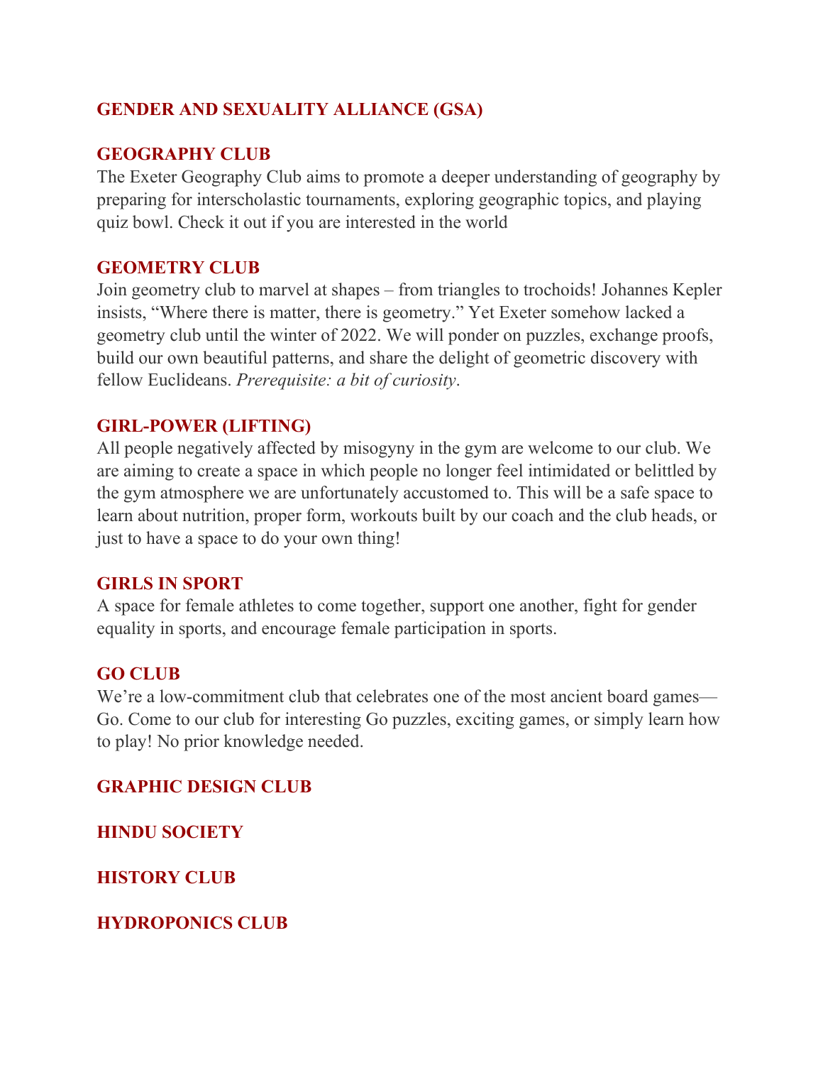### GENDER AND SEXUALITY ALLIANCE (GSA)

### GEOGRAPHY CLUB

The Exeter Geography Club aims to promote a deeper understanding of geography by preparing for interscholastic tournaments, exploring geographic topics, and playing quiz bowl. Check it out if you are interested in the world

### GEOMETRY CLUB

Join geometry club to marvel at shapes – from triangles to trochoids! Johannes Kepler insists, "Where there is matter, there is geometry." Yet Exeter somehow lacked a geometry club until the winter of 2022. We will ponder on puzzles, exchange proofs, build our own beautiful patterns, and share the delight of geometric discovery with fellow Euclideans. *Prerequisite: a bit of curiosity*.

### GIRL-POWER (LIFTING)

All people negatively affected by misogyny in the gym are welcome to our club. We are aiming to create a space in which people no longer feel intimidated or belittled by the gym atmosphere we are unfortunately accustomed to. This will be a safe space to learn about nutrition, proper form, workouts built by our coach and the club heads, or just to have a space to do your own thing!

### GIRLS IN SPORT

A space for female athletes to come together, support one another, fight for gender equality in sports, and encourage female participation in sports.

### GO CLUB

We're a low-commitment club that celebrates one of the most ancient board games—Go. Come to our club for interesting Go puzzles, exciting games, or simply learn how to play! No prior knowledge needed.

### GRAPHIC DESIGN CLUB

### HINDU SOCIETY

### HISTORY CLUB

### HYDROPONICS CLUB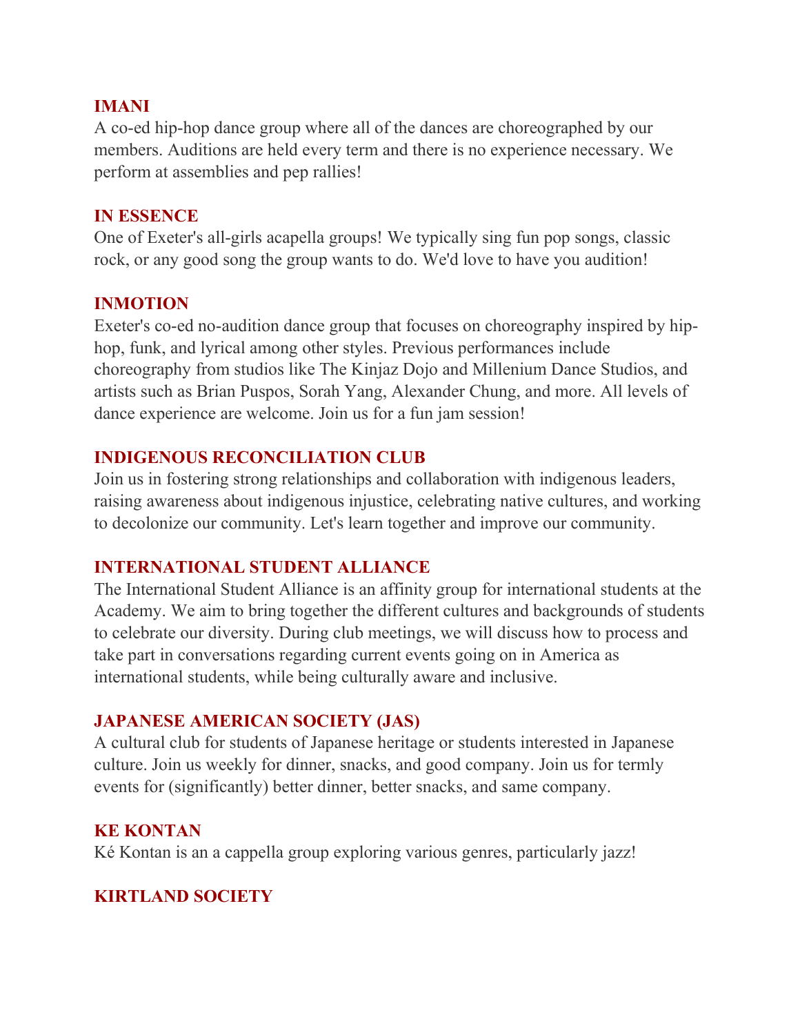## IMANI

A co-ed hip-hop dance group where all of the dances are choreographed by our members. Auditions are held every term and there is no experience necessary. We perform at assemblies and pep rallies!

## IN ESSENCE

One of Exeter's all-girls acapella groups! We typically sing fun pop songs, classic rock, or any good song the group wants to do. We'd love to have you audition!

## INMOTION

Exeter's co-ed no-audition dance group that focuses on choreography inspired by hip-hop, funk, and lyrical among other styles. Previous performances include choreography from studios like The Kinjaz Dojo and Millenium Dance Studios, and artists such as Brian Puspos, Sorah Yang, Alexander Chung, and more. All levels of dance experience are welcome. Join us for a fun jam session!

## INDIGENOUS RECONCILIATION CLUB

Join us in fostering strong relationships and collaboration with indigenous leaders, raising awareness about indigenous injustice, celebrating native cultures, and working to decolonize our community. Let's learn together and improve our community.

## INTERNATIONAL STUDENT ALLIANCE

The International Student Alliance is an affinity group for international students at the Academy. We aim to bring together the different cultures and backgrounds of students to celebrate our diversity. During club meetings, we will discuss how to process and take part in conversations regarding current events going on in America as international students, while being culturally aware and inclusive.

## JAPANESE AMERICAN SOCIETY (JAS)

A cultural club for students of Japanese heritage or students interested in Japanese culture. Join us weekly for dinner, snacks, and good company. Join us for termly events for (significantly) better dinner, better snacks, and same company.

## KE KONTAN

Ké Kontan is an a cappella group exploring various genres, particularly jazz!

## KIRTLAND SOCIETY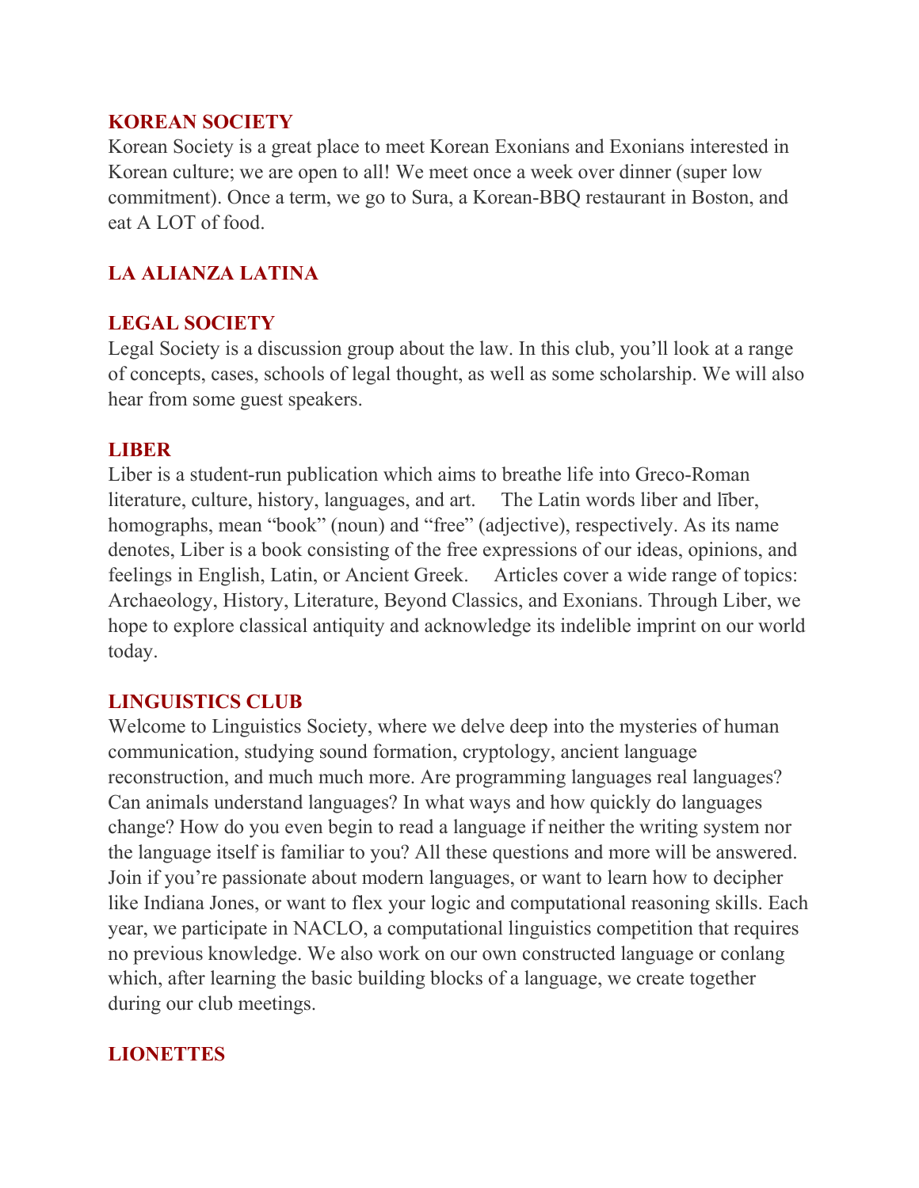## KOREAN SOCIETY

Korean Society is a great place to meet Korean Exonians and Exonians interested in Korean culture; we are open to all! We meet once a week over dinner (super low commitment). Once a term, we go to Sura, a Korean-BBQ restaurant in Boston, and eat A LOT of food.

## LA ALIANZA LATINA

## LEGAL SOCIETY

Legal Society is a discussion group about the law. In this club, you'll look at a range of concepts, cases, schools of legal thought, as well as some scholarship. We will also hear from some guest speakers.

## LIBER

Liber is a student-run publication which aims to breathe life into Greco-Roman literature, culture, history, languages, and art. The Latin words liber and līber, homographs, mean "book" (noun) and "free" (adjective), respectively. As its name denotes, Liber is a book consisting of the free expressions of our ideas, opinions, and feelings in English, Latin, or Ancient Greek. Articles cover a wide range of topics: Archaeology, History, Literature, Beyond Classics, and Exonians. Through Liber, we hope to explore classical antiquity and acknowledge its indelible imprint on our world today.

## LINGUISTICS CLUB

Welcome to Linguistics Society, where we delve deep into the mysteries of human communication, studying sound formation, cryptology, ancient language reconstruction, and much much more. Are programming languages real languages? Can animals understand languages? In what ways and how quickly do languages change? How do you even begin to read a language if neither the writing system nor the language itself is familiar to you? All these questions and more will be answered. Join if you're passionate about modern languages, or want to learn how to decipher like Indiana Jones, or want to flex your logic and computational reasoning skills. Each year, we participate in NACLO, a computational linguistics competition that requires no previous knowledge. We also work on our own constructed language or conlang which, after learning the basic building blocks of a language, we create together during our club meetings.

## LIONETTES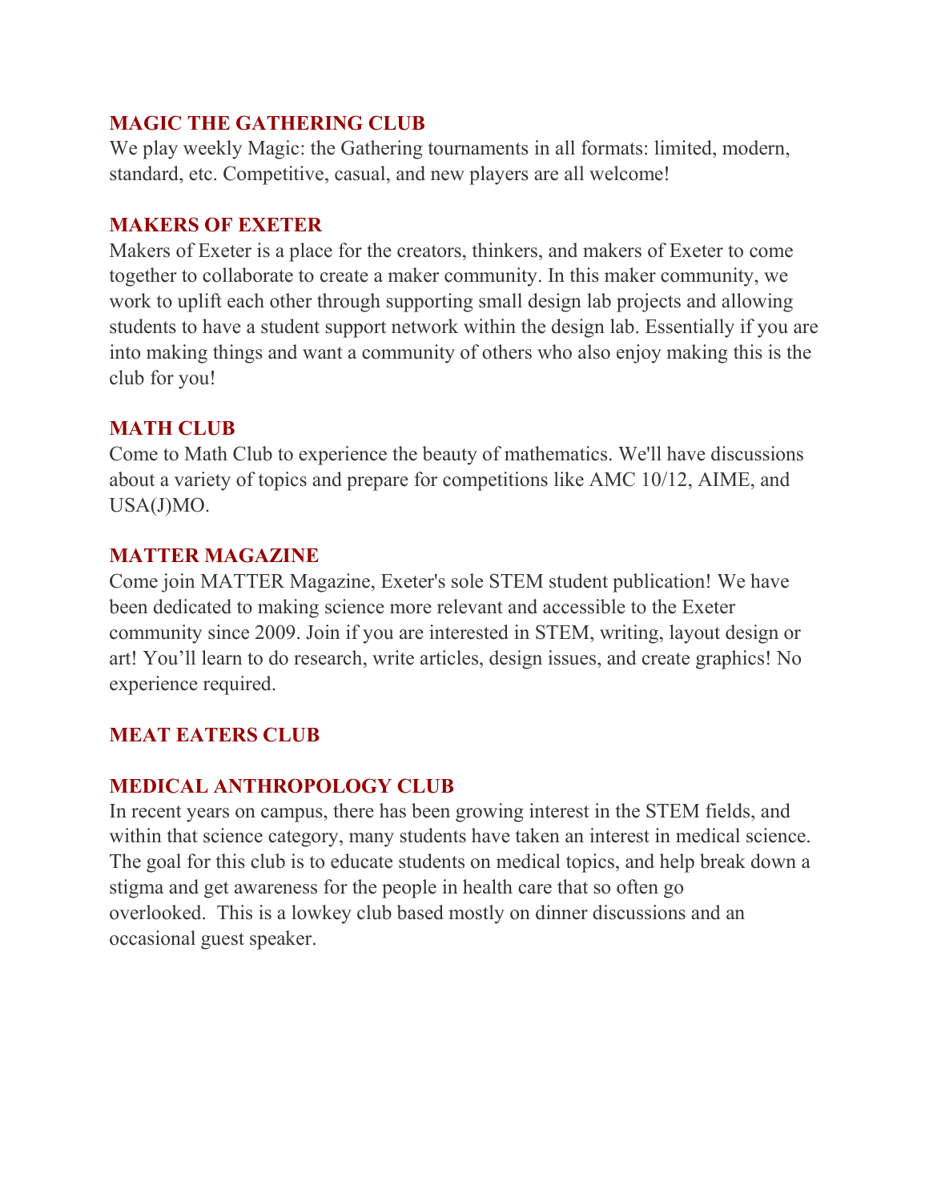### MAGIC THE GATHERING CLUB

We play weekly Magic: the Gathering tournaments in all formats: limited, modern, standard, etc. Competitive, casual, and new players are all welcome!

### MAKERS OF EXETER

Makers of Exeter is a place for the creators, thinkers, and makers of Exeter to come together to collaborate to create a maker community. In this maker community, we work to uplift each other through supporting small design lab projects and allowing students to have a student support network within the design lab. Essentially if you are into making things and want a community of others who also enjoy making this is the club for you!

### MATH CLUB

Come to Math Club to experience the beauty of mathematics. We'll have discussions about a variety of topics and prepare for competitions like AMC 10/12, AIME, and USA(J)MO.

### MATTER MAGAZINE

Come join MATTER Magazine, Exeter's sole STEM student publication! We have been dedicated to making science more relevant and accessible to the Exeter community since 2009. Join if you are interested in STEM, writing, layout design or art! You'll learn to do research, write articles, design issues, and create graphics! No experience required.

### MEAT EATERS CLUB

### MEDICAL ANTHROPOLOGY CLUB

In recent years on campus, there has been growing interest in the STEM fields, and within that science category, many students have taken an interest in medical science. The goal for this club is to educate students on medical topics, and help break down a stigma and get awareness for the people in health care that so often go overlooked. This is a lowkey club based mostly on dinner discussions and an occasional guest speaker.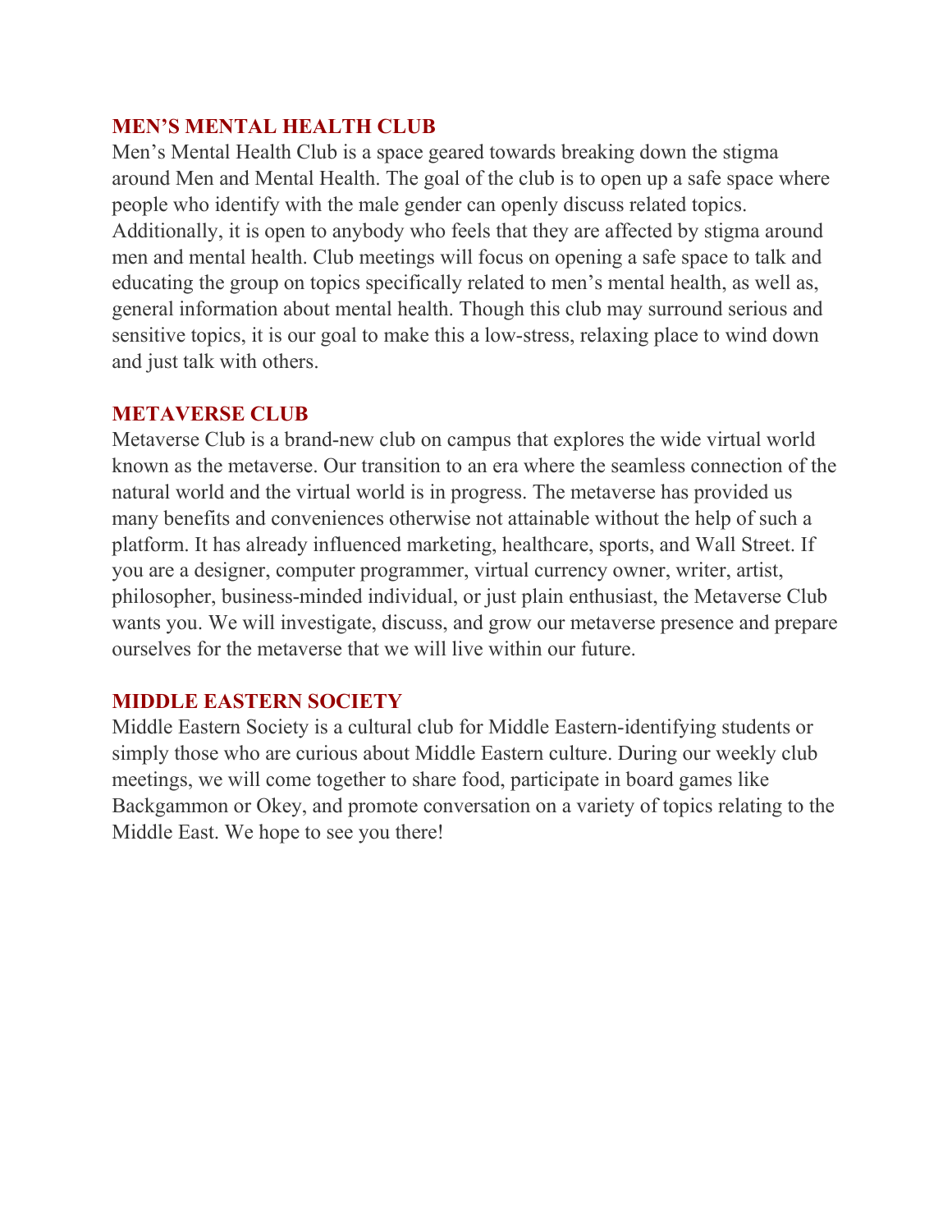## MEN'S MENTAL HEALTH CLUB

Men's Mental Health Club is a space geared towards breaking down the stigma around Men and Mental Health. The goal of the club is to open up a safe space where people who identify with the male gender can openly discuss related topics. Additionally, it is open to anybody who feels that they are affected by stigma around men and mental health. Club meetings will focus on opening a safe space to talk and educating the group on topics specifically related to men's mental health, as well as, general information about mental health. Though this club may surround serious and sensitive topics, it is our goal to make this a low-stress, relaxing place to wind down and just talk with others.

## METAVERSE CLUB

Metaverse Club is a brand-new club on campus that explores the wide virtual world known as the metaverse. Our transition to an era where the seamless connection of the natural world and the virtual world is in progress. The metaverse has provided us many benefits and conveniences otherwise not attainable without the help of such a platform. It has already influenced marketing, healthcare, sports, and Wall Street. If you are a designer, computer programmer, virtual currency owner, writer, artist, philosopher, business-minded individual, or just plain enthusiast, the Metaverse Club wants you. We will investigate, discuss, and grow our metaverse presence and prepare ourselves for the metaverse that we will live within our future.

## MIDDLE EASTERN SOCIETY

Middle Eastern Society is a cultural club for Middle Eastern-identifying students or simply those who are curious about Middle Eastern culture. During our weekly club meetings, we will come together to share food, participate in board games like Backgammon or Okey, and promote conversation on a variety of topics relating to the Middle East. We hope to see you there!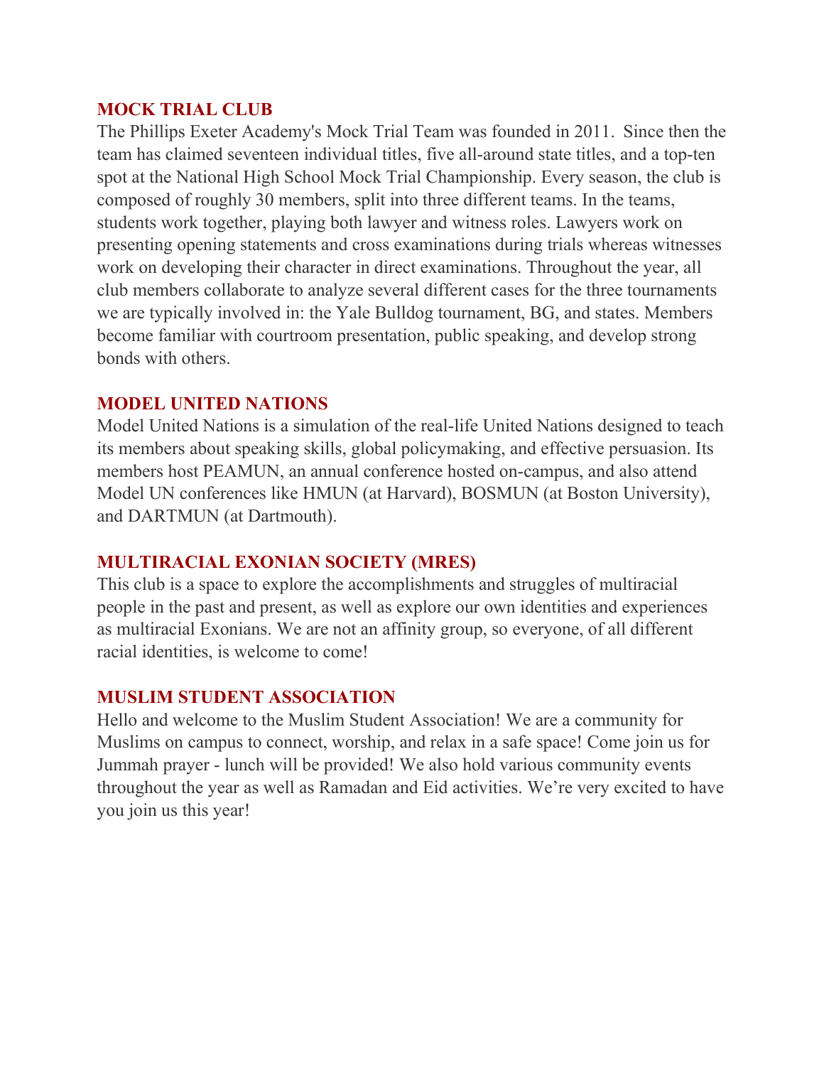## MOCK TRIAL CLUB

The Phillips Exeter Academy's Mock Trial Team was founded in 2011. Since then the team has claimed seventeen individual titles, five all-around state titles, and a top-ten spot at the National High School Mock Trial Championship. Every season, the club is composed of roughly 30 members, split into three different teams. In the teams, students work together, playing both lawyer and witness roles. Lawyers work on presenting opening statements and cross examinations during trials whereas witnesses work on developing their character in direct examinations. Throughout the year, all club members collaborate to analyze several different cases for the three tournaments we are typically involved in: the Yale Bulldog tournament, BG, and states. Members become familiar with courtroom presentation, public speaking, and develop strong bonds with others.

## MODEL UNITED NATIONS

Model United Nations is a simulation of the real-life United Nations designed to teach its members about speaking skills, global policymaking, and effective persuasion. Its members host PEAMUN, an annual conference hosted on-campus, and also attend Model UN conferences like HMUN (at Harvard), BOSMUN (at Boston University), and DARTMUN (at Dartmouth).

## MULTIRACIAL EXONIAN SOCIETY (MRES)

This club is a space to explore the accomplishments and struggles of multiracial people in the past and present, as well as explore our own identities and experiences as multiracial Exonians. We are not an affinity group, so everyone, of all different racial identities, is welcome to come!

## MUSLIM STUDENT ASSOCIATION

Hello and welcome to the Muslim Student Association! We are a community for Muslims on campus to connect, worship, and relax in a safe space! Come join us for Jummah prayer - lunch will be provided! We also hold various community events throughout the year as well as Ramadan and Eid activities. We're very excited to have you join us this year!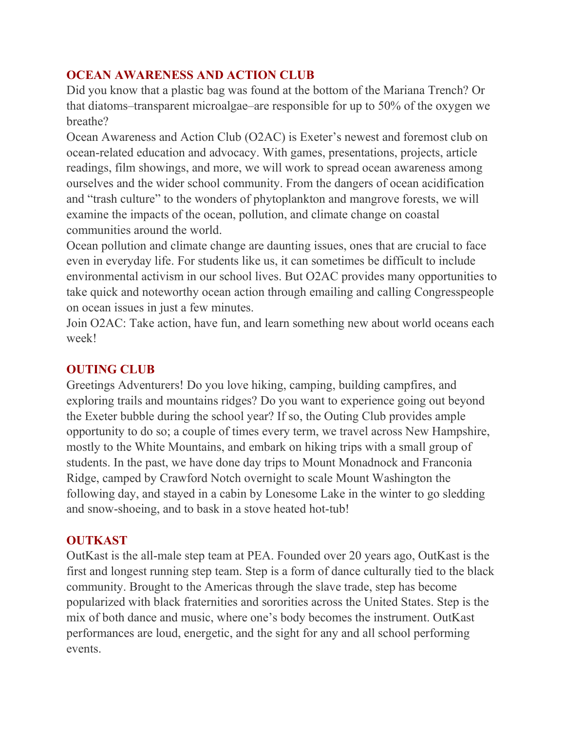## OCEAN AWARENESS AND ACTION CLUB

Did you know that a plastic bag was found at the bottom of the Mariana Trench? Or that diatoms–transparent microalgae–are responsible for up to 50% of the oxygen we breathe?

Ocean Awareness and Action Club (O2AC) is Exeter's newest and foremost club on ocean-related education and advocacy. With games, presentations, projects, article readings, film showings, and more, we will work to spread ocean awareness among ourselves and the wider school community. From the dangers of ocean acidification and "trash culture" to the wonders of phytoplankton and mangrove forests, we will examine the impacts of the ocean, pollution, and climate change on coastal communities around the world.

Ocean pollution and climate change are daunting issues, ones that are crucial to face even in everyday life. For students like us, it can sometimes be difficult to include environmental activism in our school lives. But O2AC provides many opportunities to take quick and noteworthy ocean action through emailing and calling Congresspeople on ocean issues in just a few minutes.

Join O2AC: Take action, have fun, and learn something new about world oceans each week!

## OUTING CLUB

Greetings Adventurers! Do you love hiking, camping, building campfires, and exploring trails and mountains ridges? Do you want to experience going out beyond the Exeter bubble during the school year? If so, the Outing Club provides ample opportunity to do so; a couple of times every term, we travel across New Hampshire, mostly to the White Mountains, and embark on hiking trips with a small group of students. In the past, we have done day trips to Mount Monadnock and Franconia Ridge, camped by Crawford Notch overnight to scale Mount Washington the following day, and stayed in a cabin by Lonesome Lake in the winter to go sledding and snow-shoeing, and to bask in a stove heated hot-tub!

## OUTKAST

OutKast is the all-male step team at PEA. Founded over 20 years ago, OutKast is the first and longest running step team. Step is a form of dance culturally tied to the black community. Brought to the Americas through the slave trade, step has become popularized with black fraternities and sororities across the United States. Step is the mix of both dance and music, where one's body becomes the instrument. OutKast performances are loud, energetic, and the sight for any and all school performing events.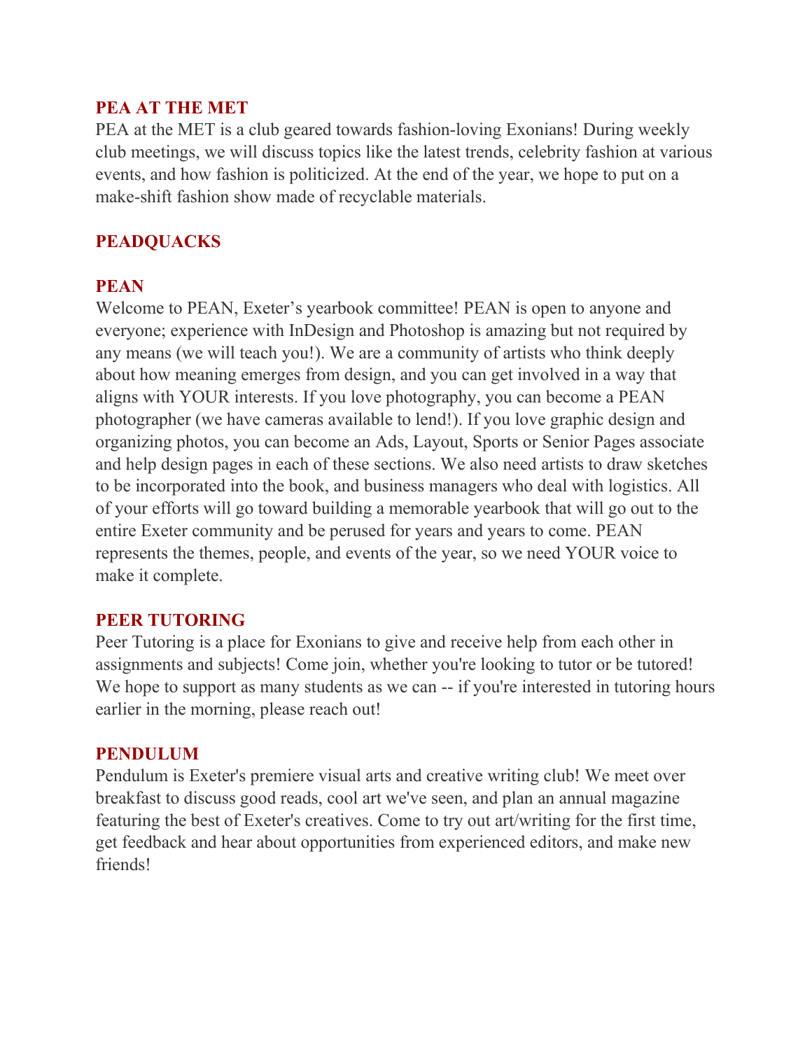### PEA AT THE MET

PEA at the MET is a club geared towards fashion-loving Exonians! During weekly club meetings, we will discuss topics like the latest trends, celebrity fashion at various events, and how fashion is politicized. At the end of the year, we hope to put on a make-shift fashion show made of recyclable materials.

### PEADQUACKS

### PEAN

Welcome to PEAN, Exeter's yearbook committee! PEAN is open to anyone and everyone; experience with InDesign and Photoshop is amazing but not required by any means (we will teach you!). We are a community of artists who think deeply about how meaning emerges from design, and you can get involved in a way that aligns with YOUR interests. If you love photography, you can become a PEAN photographer (we have cameras available to lend!). If you love graphic design and organizing photos, you can become an Ads, Layout, Sports or Senior Pages associate and help design pages in each of these sections. We also need artists to draw sketches to be incorporated into the book, and business managers who deal with logistics. All of your efforts will go toward building a memorable yearbook that will go out to the entire Exeter community and be perused for years and years to come. PEAN represents the themes, people, and events of the year, so we need YOUR voice to make it complete.

### PEER TUTORING

Peer Tutoring is a place for Exonians to give and receive help from each other in assignments and subjects! Come join, whether you're looking to tutor or be tutored! We hope to support as many students as we can -- if you're interested in tutoring hours earlier in the morning, please reach out!

### PENDULUM

Pendulum is Exeter's premiere visual arts and creative writing club! We meet over breakfast to discuss good reads, cool art we've seen, and plan an annual magazine featuring the best of Exeter's creatives. Come to try out art/writing for the first time, get feedback and hear about opportunities from experienced editors, and make new friends!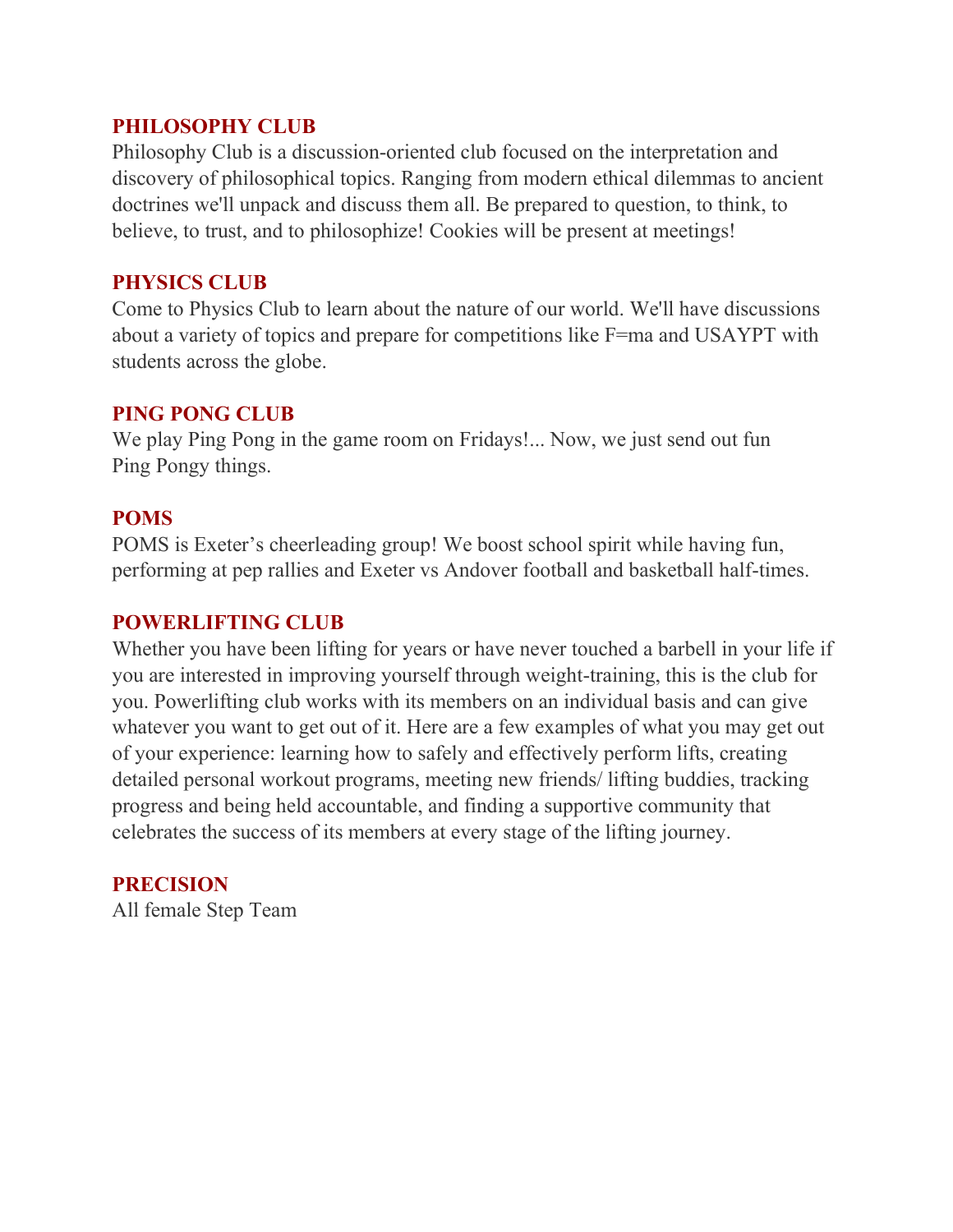## PHILOSOPHY CLUB

Philosophy Club is a discussion-oriented club focused on the interpretation and discovery of philosophical topics. Ranging from modern ethical dilemmas to ancient doctrines we'll unpack and discuss them all. Be prepared to question, to think, to believe, to trust, and to philosophize! Cookies will be present at meetings!

## PHYSICS CLUB

Come to Physics Club to learn about the nature of our world. We'll have discussions about a variety of topics and prepare for competitions like F=ma and USAYPT with students across the globe.

## PING PONG CLUB

We play Ping Pong in the game room on Fridays!... Now, we just send out fun Ping Pongy things.

## POMS

POMS is Exeter's cheerleading group! We boost school spirit while having fun, performing at pep rallies and Exeter vs Andover football and basketball half-times.

## POWERLIFTING CLUB

Whether you have been lifting for years or have never touched a barbell in your life if you are interested in improving yourself through weight-training, this is the club for you. Powerlifting club works with its members on an individual basis and can give whatever you want to get out of it. Here are a few examples of what you may get out of your experience: learning how to safely and effectively perform lifts, creating detailed personal workout programs, meeting new friends/ lifting buddies, tracking progress and being held accountable, and finding a supportive community that celebrates the success of its members at every stage of the lifting journey.

## PRECISION

All female Step Team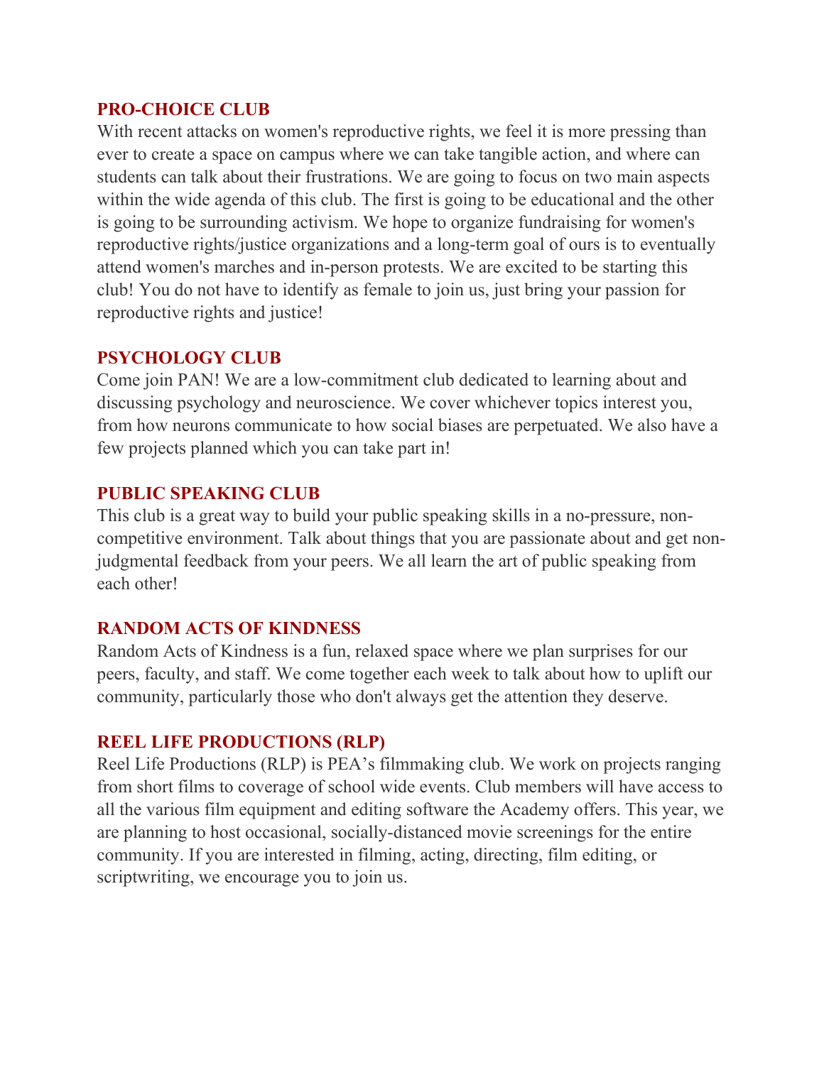### PRO-CHOICE CLUB

With recent attacks on women's reproductive rights, we feel it is more pressing than ever to create a space on campus where we can take tangible action, and where can students can talk about their frustrations. We are going to focus on two main aspects within the wide agenda of this club. The first is going to be educational and the other is going to be surrounding activism. We hope to organize fundraising for women's reproductive rights/justice organizations and a long-term goal of ours is to eventually attend women's marches and in-person protests. We are excited to be starting this club! You do not have to identify as female to join us, just bring your passion for reproductive rights and justice!

### PSYCHOLOGY CLUB

Come join PAN! We are a low-commitment club dedicated to learning about and discussing psychology and neuroscience. We cover whichever topics interest you, from how neurons communicate to how social biases are perpetuated. We also have a few projects planned which you can take part in!

### PUBLIC SPEAKING CLUB

This club is a great way to build your public speaking skills in a no-pressure, non-competitive environment. Talk about things that you are passionate about and get non-judgmental feedback from your peers. We all learn the art of public speaking from each other!

### RANDOM ACTS OF KINDNESS

Random Acts of Kindness is a fun, relaxed space where we plan surprises for our peers, faculty, and staff. We come together each week to talk about how to uplift our community, particularly those who don't always get the attention they deserve.

### REEL LIFE PRODUCTIONS (RLP)

Reel Life Productions (RLP) is PEA's filmmaking club. We work on projects ranging from short films to coverage of school wide events. Club members will have access to all the various film equipment and editing software the Academy offers. This year, we are planning to host occasional, socially-distanced movie screenings for the entire community. If you are interested in filming, acting, directing, film editing, or scriptwriting, we encourage you to join us.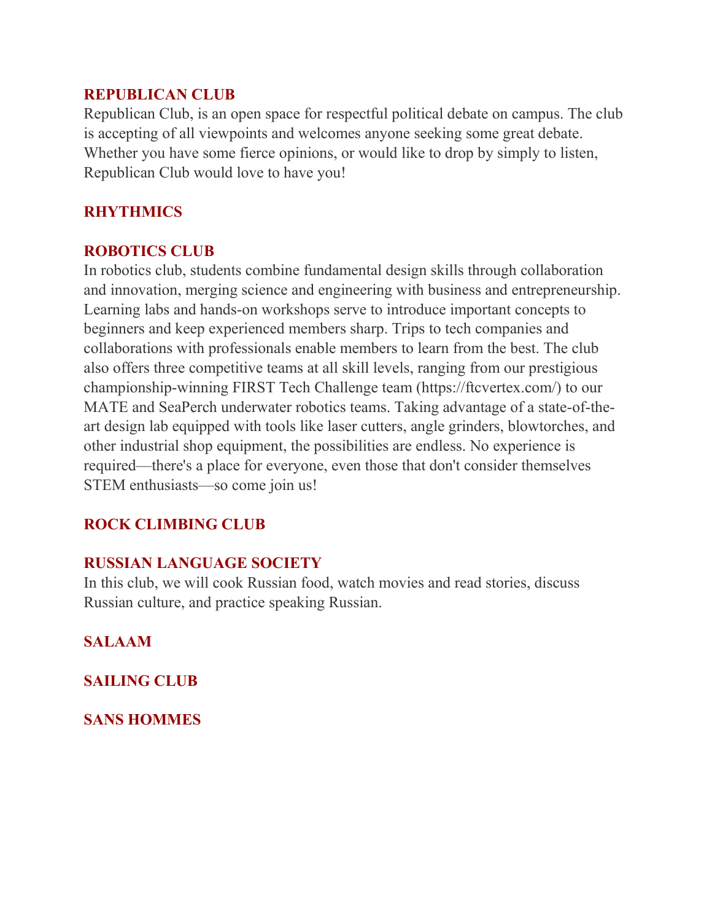**REPUBLICAN CLUB**

Republican Club, is an open space for respectful political debate on campus. The club is accepting of all viewpoints and welcomes anyone seeking some great debate. Whether you have some fierce opinions, or would like to drop by simply to listen, Republican Club would love to have you!

**RHYTHMICS**

**ROBOTICS CLUB**

In robotics club, students combine fundamental design skills through collaboration and innovation, merging science and engineering with business and entrepreneurship. Learning labs and hands-on workshops serve to introduce important concepts to beginners and keep experienced members sharp. Trips to tech companies and collaborations with professionals enable members to learn from the best. The club also offers three competitive teams at all skill levels, ranging from our prestigious championship-winning FIRST Tech Challenge team (https://ftcvertex.com/) to our MATE and SeaPerch underwater robotics teams. Taking advantage of a state-of-the-art design lab equipped with tools like laser cutters, angle grinders, blowtorches, and other industrial shop equipment, the possibilities are endless. No experience is required—there's a place for everyone, even those that don't consider themselves STEM enthusiasts—so come join us!

**ROCK CLIMBING CLUB**

**RUSSIAN LANGUAGE SOCIETY**

In this club, we will cook Russian food, watch movies and read stories, discuss Russian culture, and practice speaking Russian.

**SALAAM**

**SAILING CLUB**

**SANS HOMMES**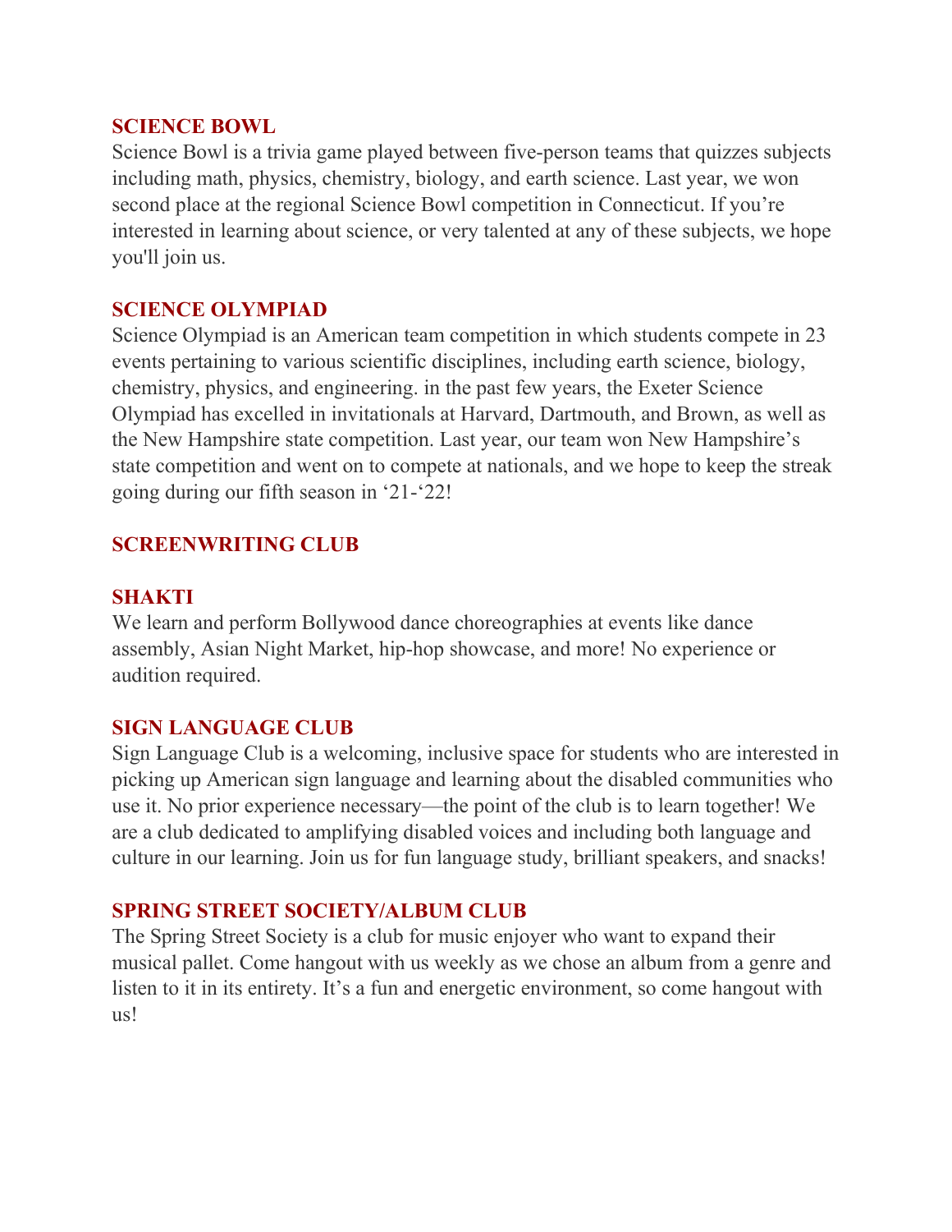## SCIENCE BOWL

Science Bowl is a trivia game played between five-person teams that quizzes subjects including math, physics, chemistry, biology, and earth science. Last year, we won second place at the regional Science Bowl competition in Connecticut. If you're interested in learning about science, or very talented at any of these subjects, we hope you'll join us.

## SCIENCE OLYMPIAD

Science Olympiad is an American team competition in which students compete in 23 events pertaining to various scientific disciplines, including earth science, biology, chemistry, physics, and engineering. in the past few years, the Exeter Science Olympiad has excelled in invitationals at Harvard, Dartmouth, and Brown, as well as the New Hampshire state competition. Last year, our team won New Hampshire's state competition and went on to compete at nationals, and we hope to keep the streak going during our fifth season in '21-'22!

## SCREENWRITING CLUB

## SHAKTI

We learn and perform Bollywood dance choreographies at events like dance assembly, Asian Night Market, hip-hop showcase, and more! No experience or audition required.

## SIGN LANGUAGE CLUB

Sign Language Club is a welcoming, inclusive space for students who are interested in picking up American sign language and learning about the disabled communities who use it. No prior experience necessary—the point of the club is to learn together! We are a club dedicated to amplifying disabled voices and including both language and culture in our learning. Join us for fun language study, brilliant speakers, and snacks!

## SPRING STREET SOCIETY/ALBUM CLUB

The Spring Street Society is a club for music enjoyer who want to expand their musical pallet. Come hangout with us weekly as we chose an album from a genre and listen to it in its entirety. It's a fun and energetic environment, so come hangout with us!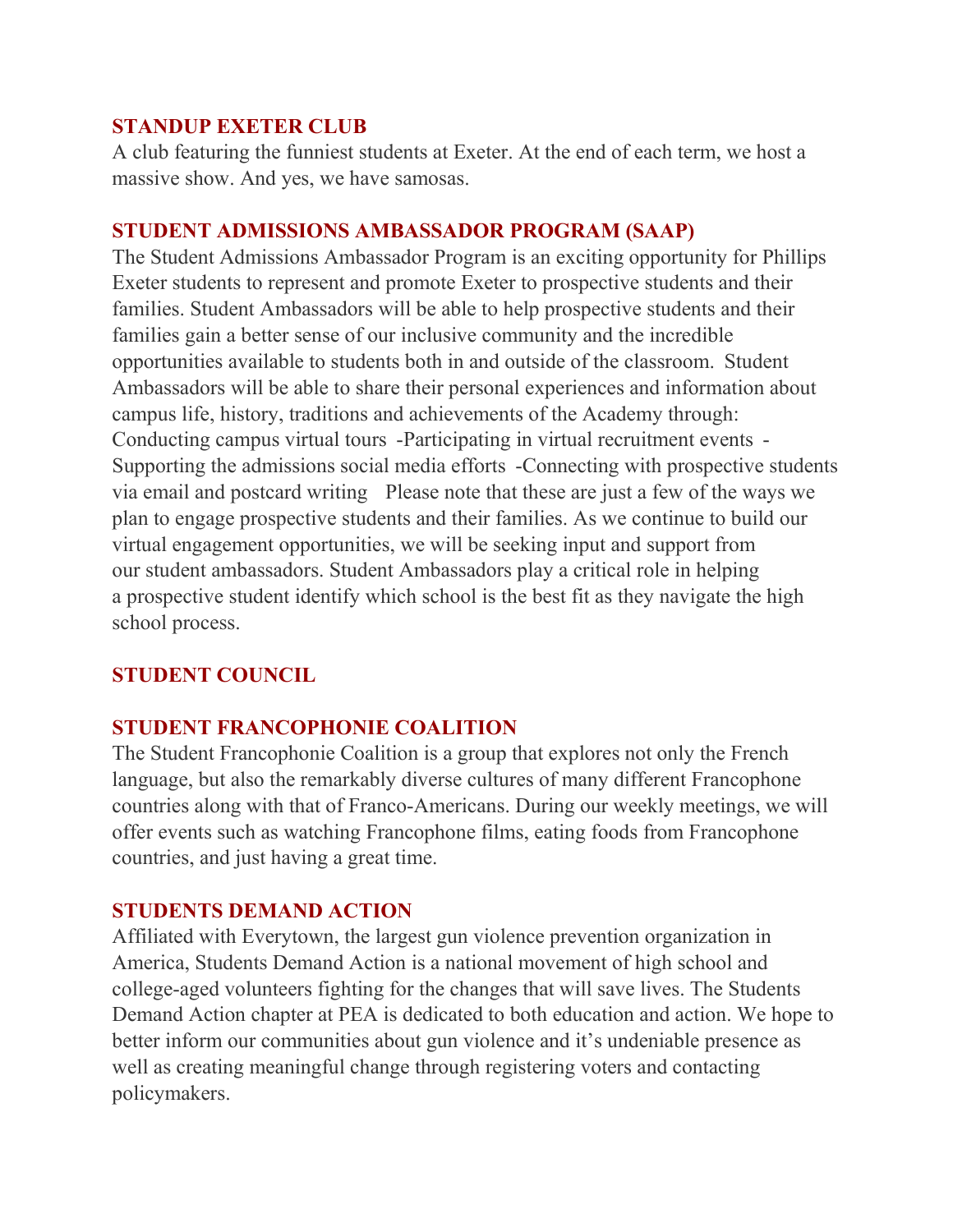### STANDUP EXETER CLUB

A club featuring the funniest students at Exeter. At the end of each term, we host a massive show. And yes, we have samosas.

### STUDENT ADMISSIONS AMBASSADOR PROGRAM (SAAP)

The Student Admissions Ambassador Program is an exciting opportunity for Phillips Exeter students to represent and promote Exeter to prospective students and their families. Student Ambassadors will be able to help prospective students and their families gain a better sense of our inclusive community and the incredible opportunities available to students both in and outside of the classroom. Student Ambassadors will be able to share their personal experiences and information about campus life, history, traditions and achievements of the Academy through: Conducting campus virtual tours -Participating in virtual recruitment events -Supporting the admissions social media efforts -Connecting with prospective students via email and postcard writing Please note that these are just a few of the ways we plan to engage prospective students and their families. As we continue to build our virtual engagement opportunities, we will be seeking input and support from our student ambassadors. Student Ambassadors play a critical role in helping a prospective student identify which school is the best fit as they navigate the high school process.

### STUDENT COUNCIL

### STUDENT FRANCOPHONIE COALITION

The Student Francophonie Coalition is a group that explores not only the French language, but also the remarkably diverse cultures of many different Francophone countries along with that of Franco-Americans. During our weekly meetings, we will offer events such as watching Francophone films, eating foods from Francophone countries, and just having a great time.

### STUDENTS DEMAND ACTION

Affiliated with Everytown, the largest gun violence prevention organization in America, Students Demand Action is a national movement of high school and college-aged volunteers fighting for the changes that will save lives. The Students Demand Action chapter at PEA is dedicated to both education and action. We hope to better inform our communities about gun violence and it's undeniable presence as well as creating meaningful change through registering voters and contacting policymakers.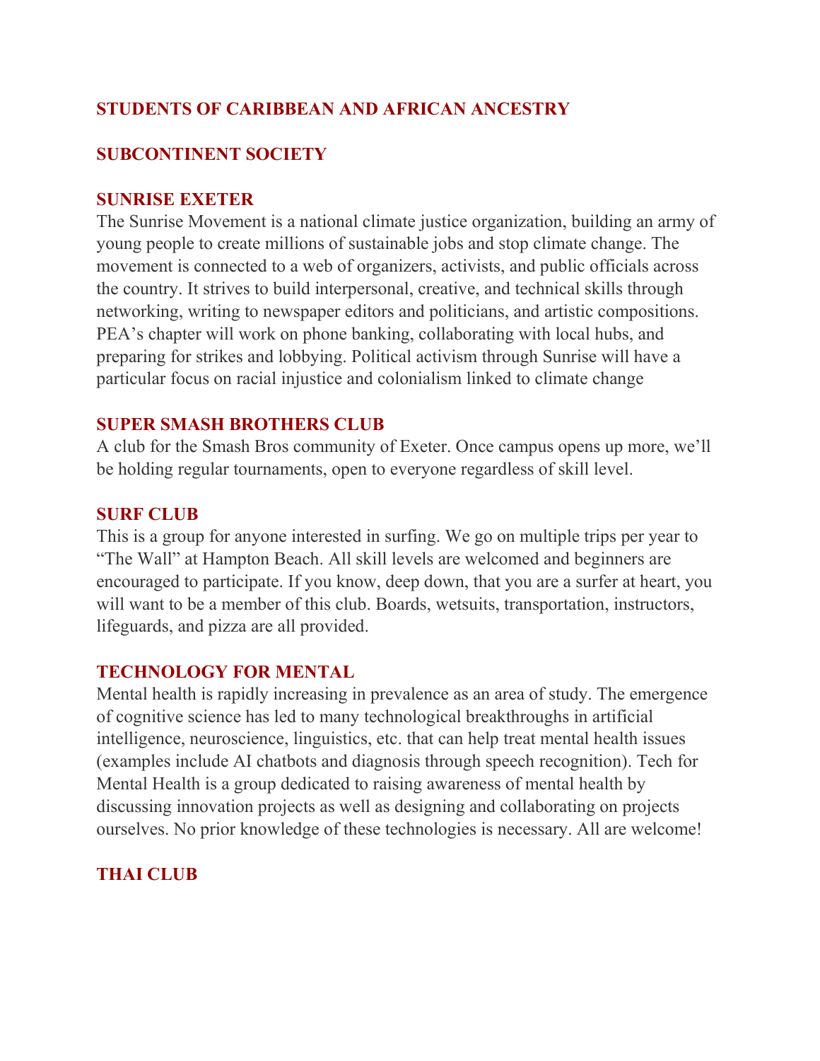### STUDENTS OF CARIBBEAN AND AFRICAN ANCESTRY

### SUBCONTINENT SOCIETY

### SUNRISE EXETER

The Sunrise Movement is a national climate justice organization, building an army of young people to create millions of sustainable jobs and stop climate change. The movement is connected to a web of organizers, activists, and public officials across the country. It strives to build interpersonal, creative, and technical skills through networking, writing to newspaper editors and politicians, and artistic compositions. PEA's chapter will work on phone banking, collaborating with local hubs, and preparing for strikes and lobbying. Political activism through Sunrise will have a particular focus on racial injustice and colonialism linked to climate change

### SUPER SMASH BROTHERS CLUB

A club for the Smash Bros community of Exeter. Once campus opens up more, we'll be holding regular tournaments, open to everyone regardless of skill level.

### SURF CLUB

This is a group for anyone interested in surfing. We go on multiple trips per year to "The Wall" at Hampton Beach. All skill levels are welcomed and beginners are encouraged to participate. If you know, deep down, that you are a surfer at heart, you will want to be a member of this club. Boards, wetsuits, transportation, instructors, lifeguards, and pizza are all provided.

### TECHNOLOGY FOR MENTAL

Mental health is rapidly increasing in prevalence as an area of study. The emergence of cognitive science has led to many technological breakthroughs in artificial intelligence, neuroscience, linguistics, etc. that can help treat mental health issues (examples include AI chatbots and diagnosis through speech recognition). Tech for Mental Health is a group dedicated to raising awareness of mental health by discussing innovation projects as well as designing and collaborating on projects ourselves. No prior knowledge of these technologies is necessary. All are welcome!

### THAI CLUB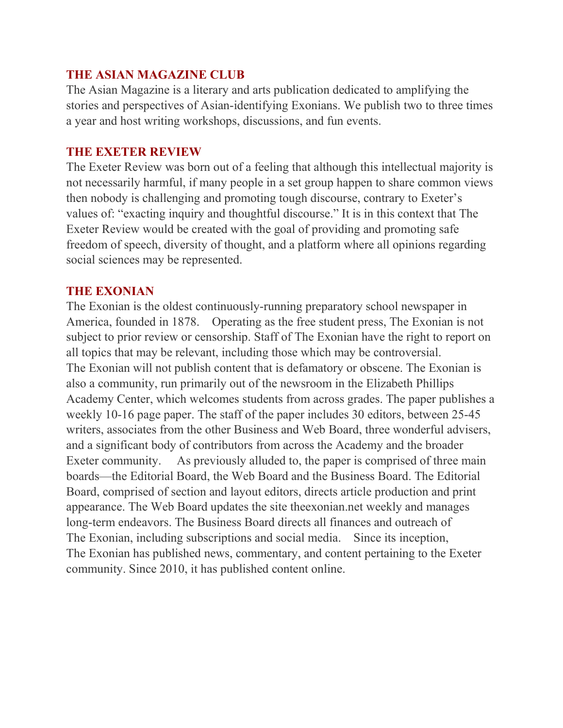### THE ASIAN MAGAZINE CLUB

The Asian Magazine is a literary and arts publication dedicated to amplifying the stories and perspectives of Asian-identifying Exonians. We publish two to three times a year and host writing workshops, discussions, and fun events.

### THE EXETER REVIEW

The Exeter Review was born out of a feeling that although this intellectual majority is not necessarily harmful, if many people in a set group happen to share common views then nobody is challenging and promoting tough discourse, contrary to Exeter's values of: "exacting inquiry and thoughtful discourse." It is in this context that The Exeter Review would be created with the goal of providing and promoting safe freedom of speech, diversity of thought, and a platform where all opinions regarding social sciences may be represented.

### THE EXONIAN

The Exonian is the oldest continuously-running preparatory school newspaper in America, founded in 1878. Operating as the free student press, The Exonian is not subject to prior review or censorship. Staff of The Exonian have the right to report on all topics that may be relevant, including those which may be controversial. The Exonian will not publish content that is defamatory or obscene. The Exonian is also a community, run primarily out of the newsroom in the Elizabeth Phillips Academy Center, which welcomes students from across grades. The paper publishes a weekly 10-16 page paper. The staff of the paper includes 30 editors, between 25-45 writers, associates from the other Business and Web Board, three wonderful advisers, and a significant body of contributors from across the Academy and the broader Exeter community. As previously alluded to, the paper is comprised of three main boards—the Editorial Board, the Web Board and the Business Board. The Editorial Board, comprised of section and layout editors, directs article production and print appearance. The Web Board updates the site theexonian.net weekly and manages long-term endeavors. The Business Board directs all finances and outreach of The Exonian, including subscriptions and social media. Since its inception, The Exonian has published news, commentary, and content pertaining to the Exeter community. Since 2010, it has published content online.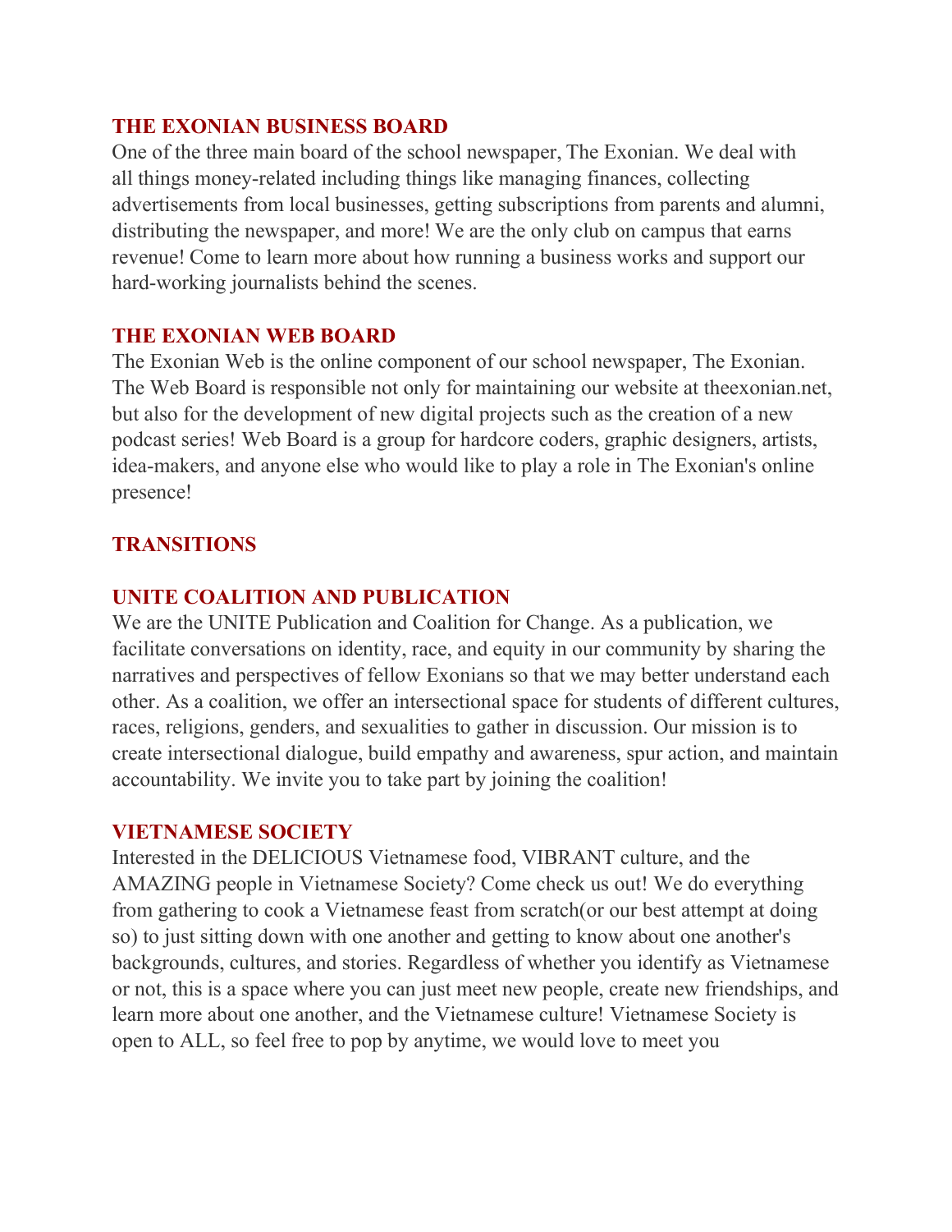### THE EXONIAN BUSINESS BOARD

One of the three main board of the school newspaper, The Exonian. We deal with all things money-related including things like managing finances, collecting advertisements from local businesses, getting subscriptions from parents and alumni, distributing the newspaper, and more! We are the only club on campus that earns revenue! Come to learn more about how running a business works and support our hard-working journalists behind the scenes.

### THE EXONIAN WEB BOARD

The Exonian Web is the online component of our school newspaper, The Exonian. The Web Board is responsible not only for maintaining our website at theexonian.net, but also for the development of new digital projects such as the creation of a new podcast series! Web Board is a group for hardcore coders, graphic designers, artists, idea-makers, and anyone else who would like to play a role in The Exonian's online presence!

### TRANSITIONS

### UNITE COALITION AND PUBLICATION

We are the UNITE Publication and Coalition for Change. As a publication, we facilitate conversations on identity, race, and equity in our community by sharing the narratives and perspectives of fellow Exonians so that we may better understand each other. As a coalition, we offer an intersectional space for students of different cultures, races, religions, genders, and sexualities to gather in discussion. Our mission is to create intersectional dialogue, build empathy and awareness, spur action, and maintain accountability. We invite you to take part by joining the coalition!

### VIETNAMESE SOCIETY

Interested in the DELICIOUS Vietnamese food, VIBRANT culture, and the AMAZING people in Vietnamese Society? Come check us out! We do everything from gathering to cook a Vietnamese feast from scratch(or our best attempt at doing so) to just sitting down with one another and getting to know about one another's backgrounds, cultures, and stories. Regardless of whether you identify as Vietnamese or not, this is a space where you can just meet new people, create new friendships, and learn more about one another, and the Vietnamese culture! Vietnamese Society is open to ALL, so feel free to pop by anytime, we would love to meet you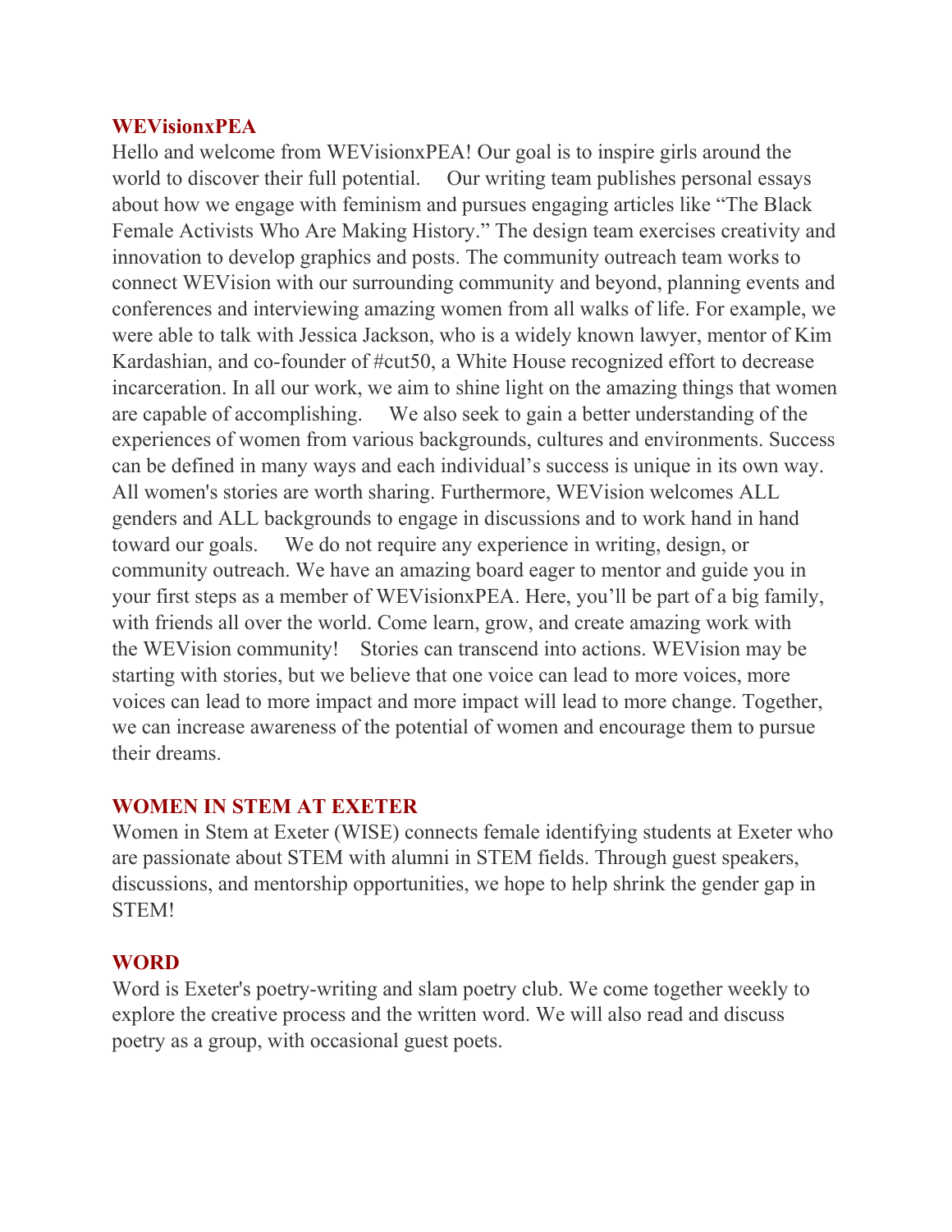## WEVisionxPEA

Hello and welcome from WEVisionxPEA! Our goal is to inspire girls around the world to discover their full potential. Our writing team publishes personal essays about how we engage with feminism and pursues engaging articles like "The Black Female Activists Who Are Making History." The design team exercises creativity and innovation to develop graphics and posts. The community outreach team works to connect WEVision with our surrounding community and beyond, planning events and conferences and interviewing amazing women from all walks of life. For example, we were able to talk with Jessica Jackson, who is a widely known lawyer, mentor of Kim Kardashian, and co-founder of #cut50, a White House recognized effort to decrease incarceration. In all our work, we aim to shine light on the amazing things that women are capable of accomplishing. We also seek to gain a better understanding of the experiences of women from various backgrounds, cultures and environments. Success can be defined in many ways and each individual's success is unique in its own way. All women's stories are worth sharing. Furthermore, WEVision welcomes ALL genders and ALL backgrounds to engage in discussions and to work hand in hand toward our goals. We do not require any experience in writing, design, or community outreach. We have an amazing board eager to mentor and guide you in your first steps as a member of WEVisionxPEA. Here, you'll be part of a big family, with friends all over the world. Come learn, grow, and create amazing work with the WEVision community! Stories can transcend into actions. WEVision may be starting with stories, but we believe that one voice can lead to more voices, more voices can lead to more impact and more impact will lead to more change. Together, we can increase awareness of the potential of women and encourage them to pursue their dreams.

## WOMEN IN STEM AT EXETER

Women in Stem at Exeter (WISE) connects female identifying students at Exeter who are passionate about STEM with alumni in STEM fields. Through guest speakers, discussions, and mentorship opportunities, we hope to help shrink the gender gap in STEM!

## WORD

Word is Exeter's poetry-writing and slam poetry club. We come together weekly to explore the creative process and the written word. We will also read and discuss poetry as a group, with occasional guest poets.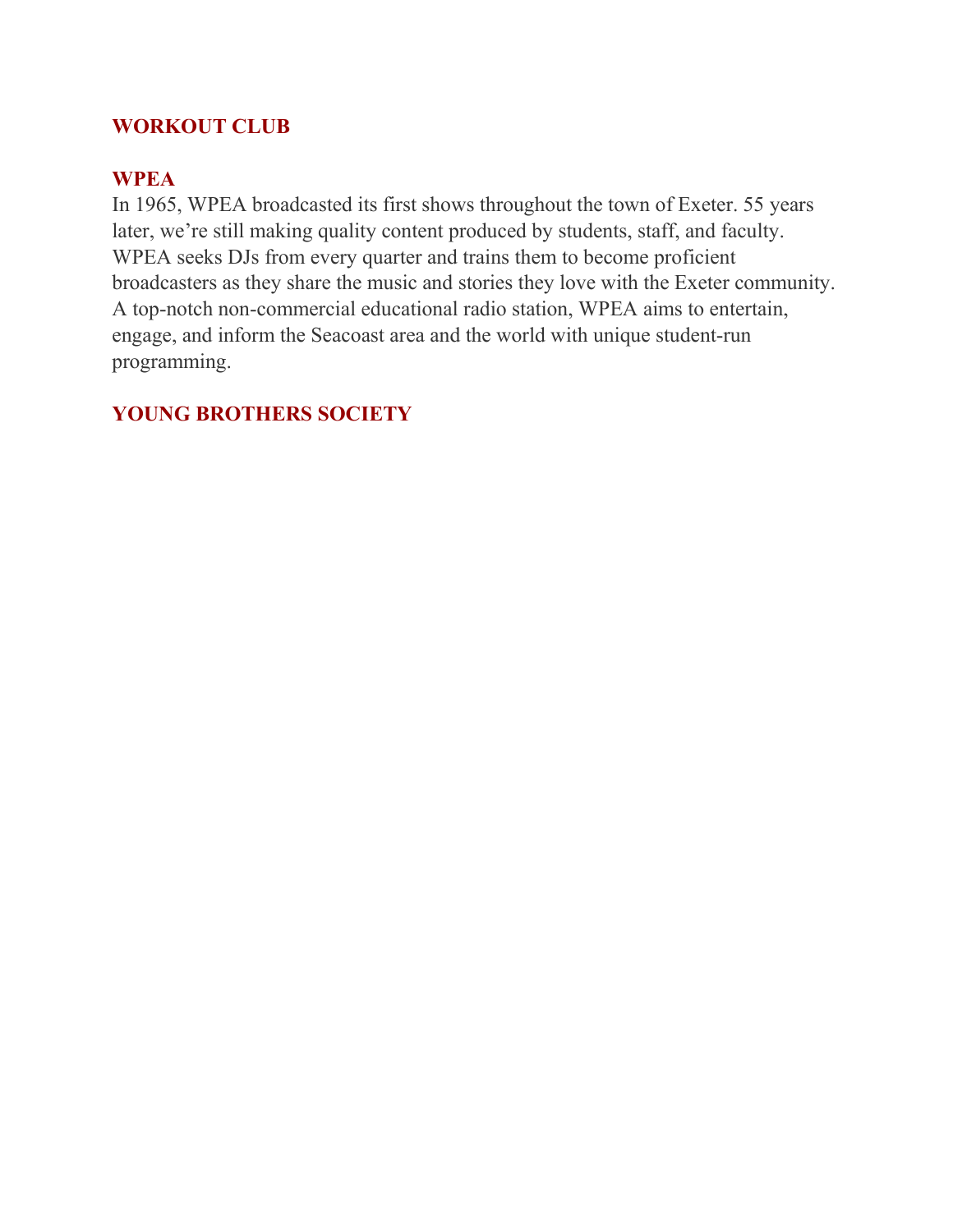### WORKOUT CLUB

### WPEA

In 1965, WPEA broadcasted its first shows throughout the town of Exeter. 55 years later, we're still making quality content produced by students, staff, and faculty. WPEA seeks DJs from every quarter and trains them to become proficient broadcasters as they share the music and stories they love with the Exeter community. A top-notch non-commercial educational radio station, WPEA aims to entertain, engage, and inform the Seacoast area and the world with unique student-run programming.

### YOUNG BROTHERS SOCIETY